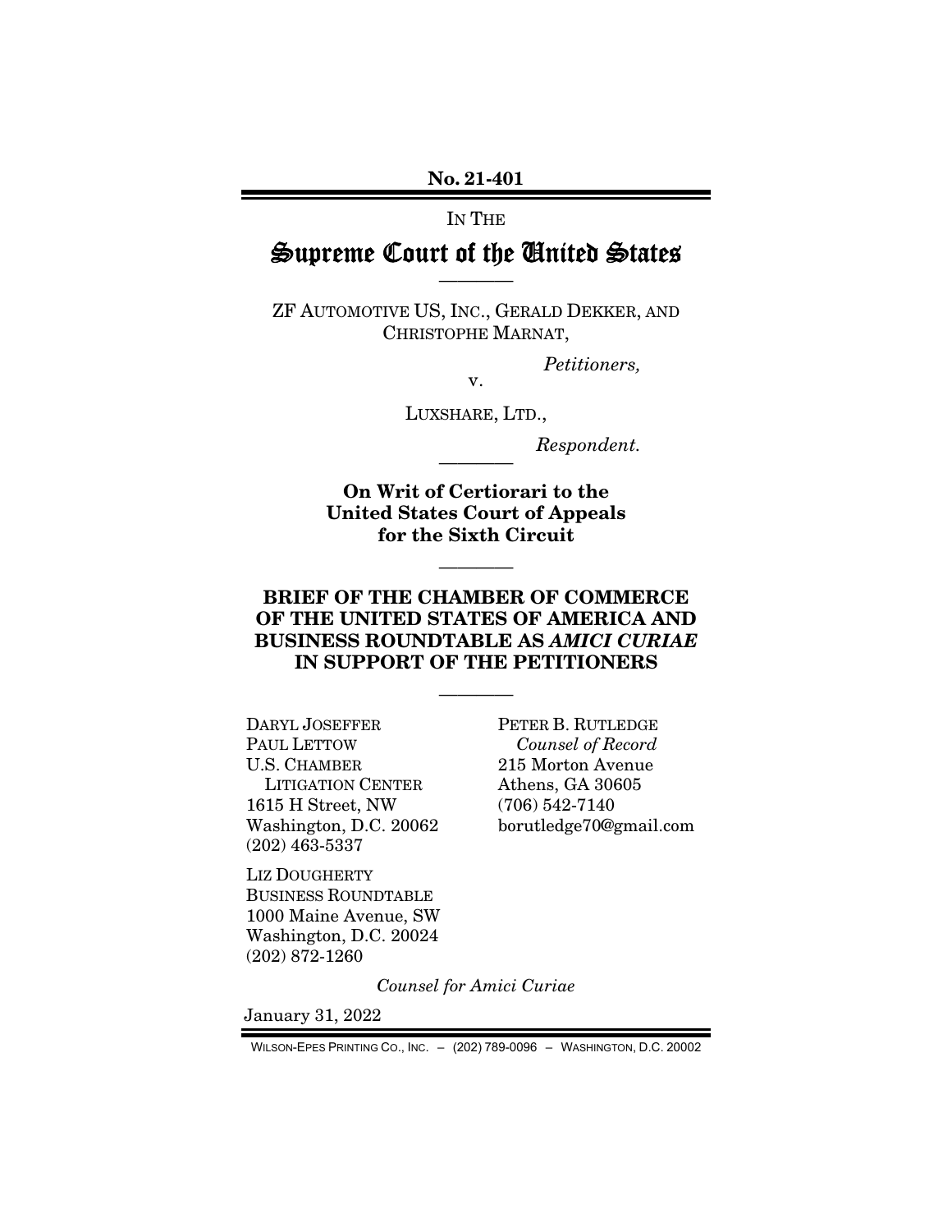No. 21-401

IN THE

# Supreme Court of the United States

————

ZF AUTOMOTIVE US, INC., GERALD DEKKER, AND CHRISTOPHE MARNAT,

*Petitioners,*

v.

LUXSHARE, LTD.,

*Respondent.*

————

**On Writ of Certiorari to the United States Court of Appeals for the Sixth Circuit**

————

## BRIEF OF THE CHAMBER OF COMMERCE OF THE UNITED STATES OF AMERICA AND BUSINESS ROUNDTABLE AS *AMICI CURIAE* IN SUPPORT OF THE PETITIONERS

————

DARYL JOSEFFER
PAUL LETTOW
U.S. CHAMBER LITIGATION CENTER
1615 H Street, NW
Washington, D.C. 20062
(202) 463-5337

LIZ DOUGHERTY
BUSINESS ROUNDTABLE
1000 Maine Avenue, SW
Washington, D.C. 20024
(202) 872-1260

PETER B. RUTLEDGE
*Counsel of Record*
215 Morton Avenue
Athens, GA 30605
(706) 542-7140
borutledge70@gmail.com

*Counsel for Amici Curiae*

January 31, 2022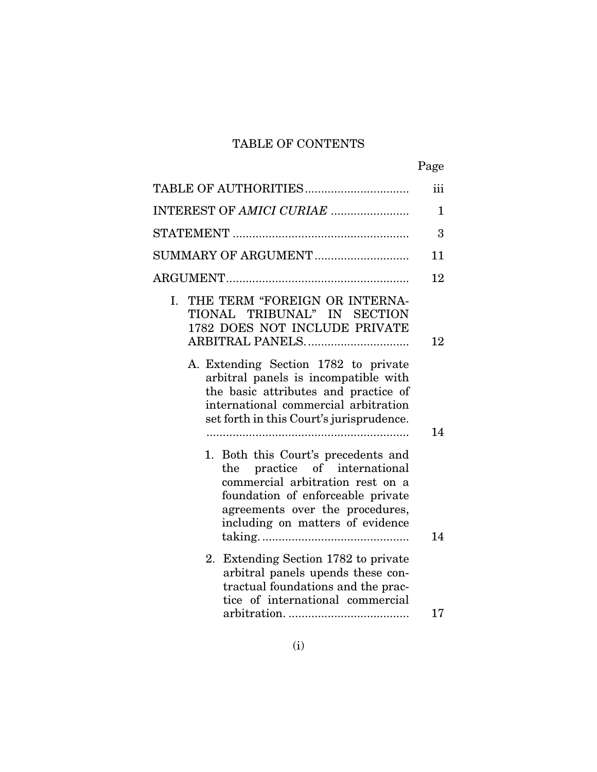# TABLE OF CONTENTS

| | Page |
|---|---|
| TABLE OF AUTHORITIES | iii |
| INTEREST OF *AMICI CURIAE* | 1 |
| STATEMENT | 3 |
| SUMMARY OF ARGUMENT | 11 |
| ARGUMENT | 12 |
| I. THE TERM "FOREIGN OR INTERNATIONAL TRIBUNAL" IN SECTION 1782 DOES NOT INCLUDE PRIVATE ARBITRAL PANELS. | 12 |
| A. Extending Section 1782 to private arbitral panels is incompatible with the basic attributes and practice of international commercial arbitration set forth in this Court's jurisprudence. | 14 |
| 1. Both this Court's precedents and the practice of international commercial arbitration rest on a foundation of enforceable private agreements over the procedures, including on matters of evidence taking. | 14 |
| 2. Extending Section 1782 to private arbitral panels upends these contractual foundations and the practice of international commercial arbitration. | 17 |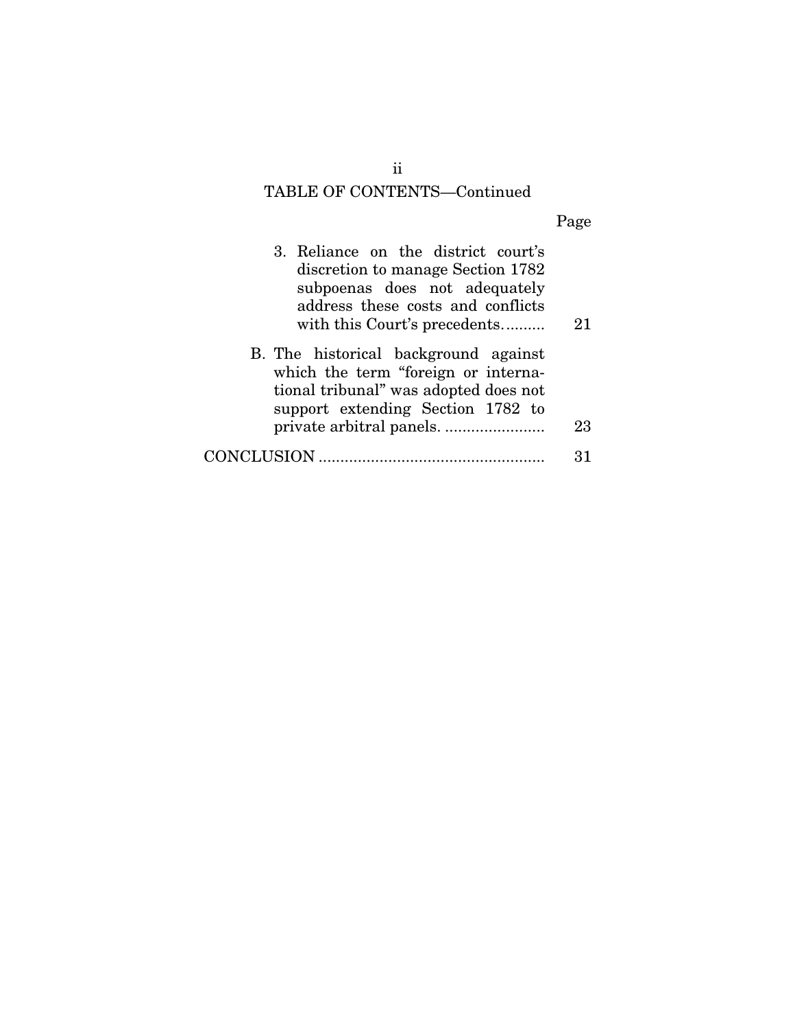## TABLE OF CONTENTS—Continued

| | Page |
|---|---|
| 3. Reliance on the district court's discretion to manage Section 1782 subpoenas does not adequately address these costs and conflicts with this Court's precedents.......... | 21 |
| B. The historical background against which the term "foreign or international tribunal" was adopted does not support extending Section 1782 to private arbitral panels. ....................... | 23 |
| CONCLUSION .................................................... | 31 |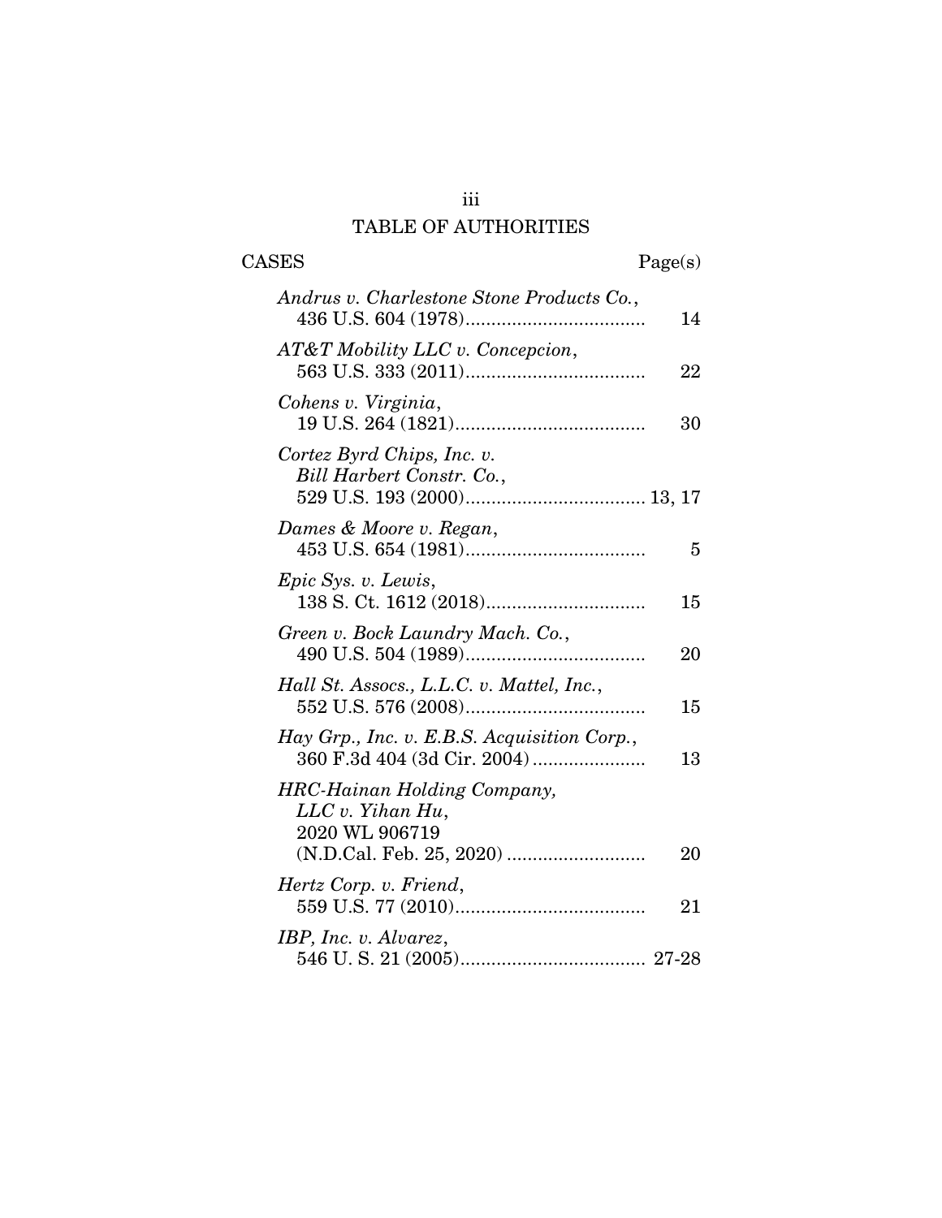# TABLE OF AUTHORITIES

CASES Page(s)

*Andrus v. Charlestone Stone Products Co.*,
436 U.S. 604 (1978)................................... 14

*AT&T Mobility LLC v. Concepcion*,
563 U.S. 333 (2011)................................... 22

*Cohens v. Virginia*,
19 U.S. 264 (1821)..................................... 30

*Cortez Byrd Chips, Inc. v. Bill Harbert Constr. Co.*,
529 U.S. 193 (2000)................................... 13, 17

*Dames & Moore v. Regan*,
453 U.S. 654 (1981)................................... 5

*Epic Sys. v. Lewis*,
138 S. Ct. 1612 (2018)............................... 15

*Green v. Bock Laundry Mach. Co.*,
490 U.S. 504 (1989)................................... 20

*Hall St. Assocs., L.L.C. v. Mattel, Inc.*,
552 U.S. 576 (2008)................................... 15

*Hay Grp., Inc. v. E.B.S. Acquisition Corp.*,
360 F.3d 404 (3d Cir. 2004)...................... 13

*HRC-Hainan Holding Company, LLC v. Yihan Hu*,
2020 WL 906719
(N.D.Cal. Feb. 25, 2020)........................... 20

*Hertz Corp. v. Friend*,
559 U.S. 77 (2010)..................................... 21

*IBP, Inc. v. Alvarez*,
546 U. S. 21 (2005).................................... 27-28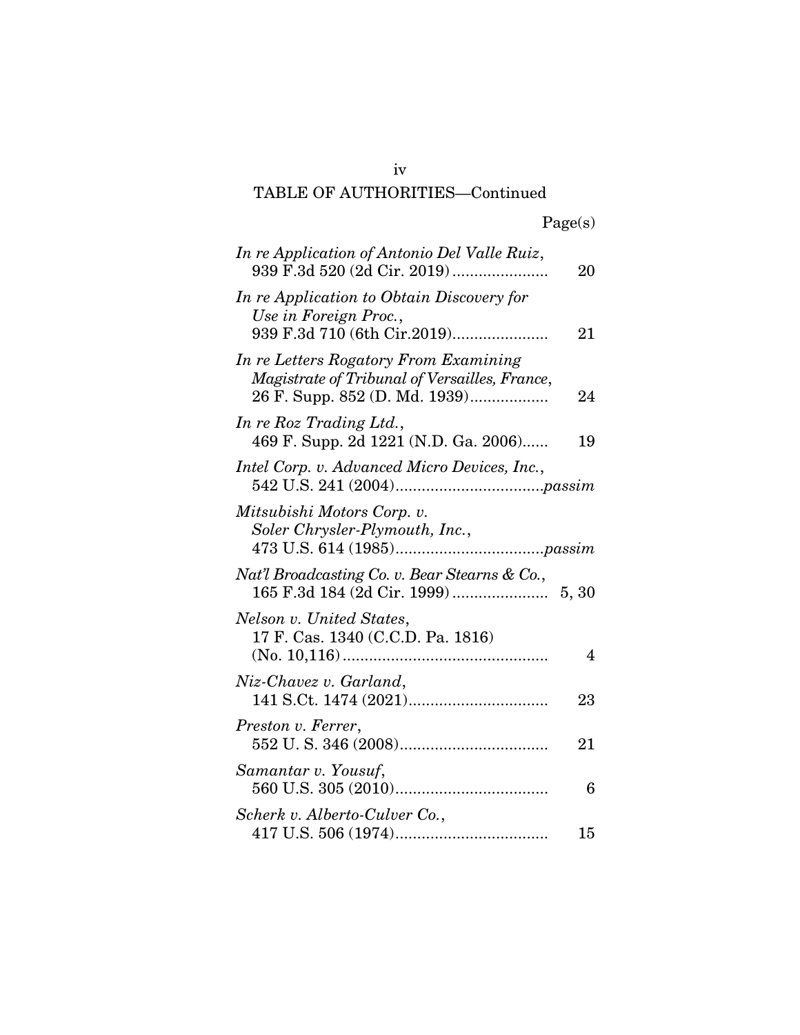TABLE OF AUTHORITIES—Continued

Page(s)

*In re Application of Antonio Del Valle Ruiz*, 939 F.3d 520 (2d Cir. 2019) ...................... 20

*In re Application to Obtain Discovery for Use in Foreign Proc.*, 939 F.3d 710 (6th Cir.2019)...................... 21

*In re Letters Rogatory From Examining Magistrate of Tribunal of Versailles, France*, 26 F. Supp. 852 (D. Md. 1939).................. 24

*In re Roz Trading Ltd.*, 469 F. Supp. 2d 1221 (N.D. Ga. 2006)...... 19

*Intel Corp. v. Advanced Micro Devices, Inc.*, 542 U.S. 241 (2004).................................*passim*

*Mitsubishi Motors Corp. v. Soler Chrysler-Plymouth, Inc.*, 473 U.S. 614 (1985).................................*passim*

*Nat'l Broadcasting Co. v. Bear Stearns & Co.*, 165 F.3d 184 (2d Cir. 1999) ...................... 5, 30

*Nelson v. United States*, 17 F. Cas. 1340 (C.C.D. Pa. 1816) (No. 10,116) ............................................... 4

*Niz-Chavez v. Garland*, 141 S.Ct. 1474 (2021)................................ 23

*Preston v. Ferrer*, 552 U. S. 346 (2008).................................. 21

*Samantar v. Yousuf*, 560 U.S. 305 (2010)................................... 6

*Scherk v. Alberto-Culver Co.*, 417 U.S. 506 (1974)................................... 15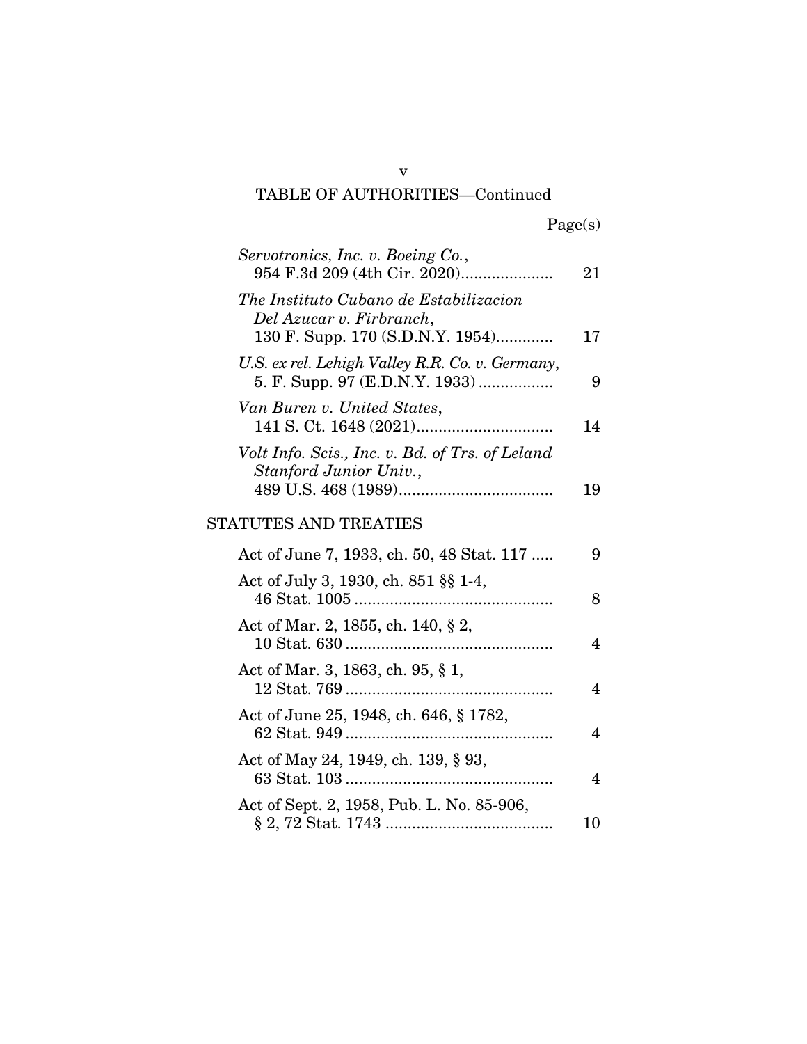TABLE OF AUTHORITIES—Continued

| | Page(s) |
|---|---|
| *Servotronics, Inc. v. Boeing Co.*, 954 F.3d 209 (4th Cir. 2020) | 21 |
| *The Instituto Cubano de Estabilizacion Del Azucar v. Firbranch*, 130 F. Supp. 170 (S.D.N.Y. 1954) | 17 |
| *U.S. ex rel. Lehigh Valley R.R. Co. v. Germany*, 5. F. Supp. 97 (E.D.N.Y. 1933) | 9 |
| *Van Buren v. United States*, 141 S. Ct. 1648 (2021) | 14 |
| *Volt Info. Scis., Inc. v. Bd. of Trs. of Leland Stanford Junior Univ.*, 489 U.S. 468 (1989) | 19 |

## STATUTES AND TREATIES

| | |
|---|---|
| Act of June 7, 1933, ch. 50, 48 Stat. 117 | 9 |
| Act of July 3, 1930, ch. 851 §§ 1-4, 46 Stat. 1005 | 8 |
| Act of Mar. 2, 1855, ch. 140, § 2, 10 Stat. 630 | 4 |
| Act of Mar. 3, 1863, ch. 95, § 1, 12 Stat. 769 | 4 |
| Act of June 25, 1948, ch. 646, § 1782, 62 Stat. 949 | 4 |
| Act of May 24, 1949, ch. 139, § 93, 63 Stat. 103 | 4 |
| Act of Sept. 2, 1958, Pub. L. No. 85-906, § 2, 72 Stat. 1743 | 10 |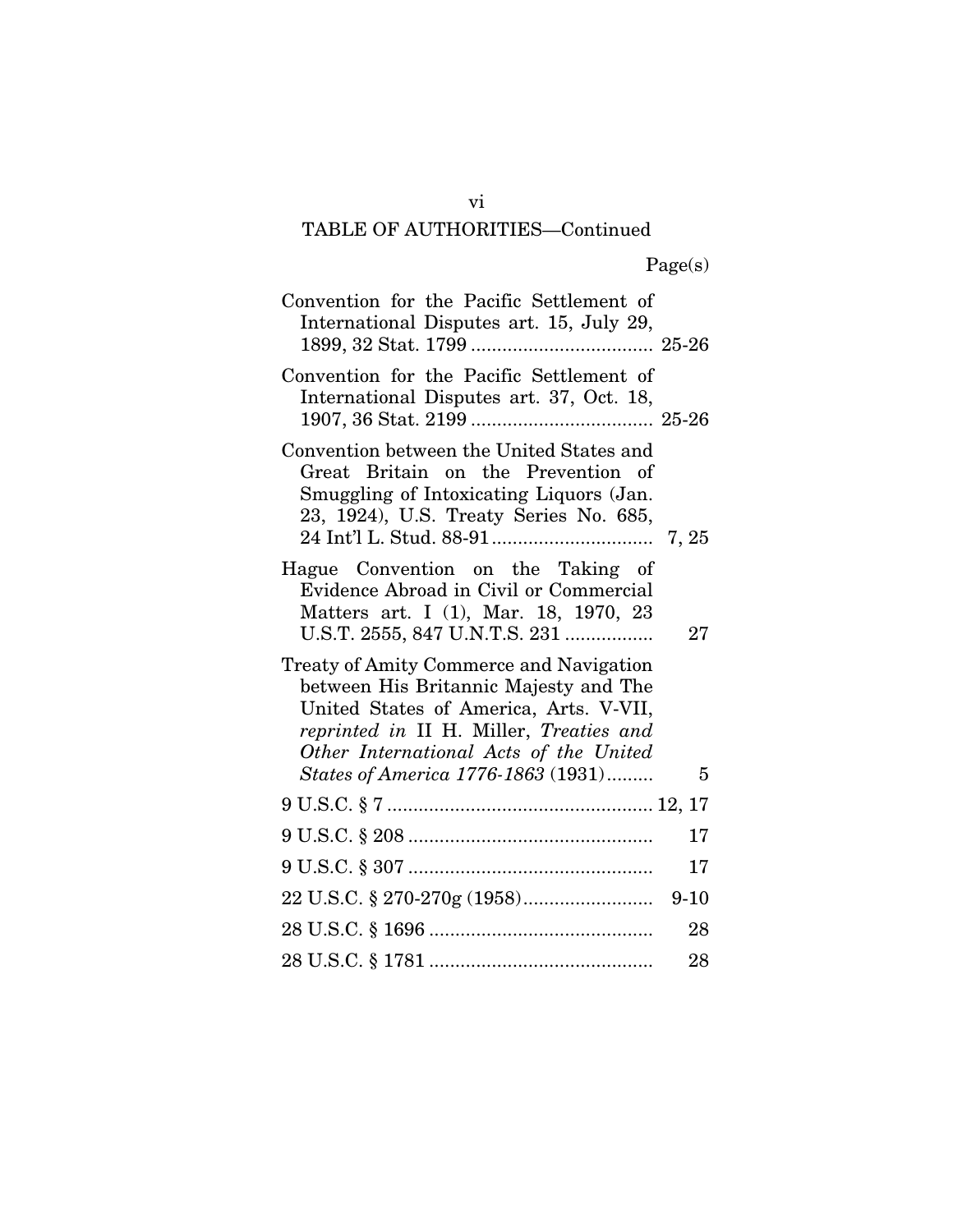TABLE OF AUTHORITIES—Continued

| | Page(s) |
|---|---|
| Convention for the Pacific Settlement of International Disputes art. 15, July 29, 1899, 32 Stat. 1799 | 25-26 |
| Convention for the Pacific Settlement of International Disputes art. 37, Oct. 18, 1907, 36 Stat. 2199 | 25-26 |
| Convention between the United States and Great Britain on the Prevention of Smuggling of Intoxicating Liquors (Jan. 23, 1924), U.S. Treaty Series No. 685, 24 Int'l L. Stud. 88-91 | 7, 25 |
| Hague Convention on the Taking of Evidence Abroad in Civil or Commercial Matters art. I (1), Mar. 18, 1970, 23 U.S.T. 2555, 847 U.N.T.S. 231 | 27 |
| Treaty of Amity Commerce and Navigation between His Britannic Majesty and The United States of America, Arts. V-VII, *reprinted in* II H. Miller, *Treaties and Other International Acts of the United States of America 1776-1863* (1931) | 5 |
| 9 U.S.C. § 7 | 12, 17 |
| 9 U.S.C. § 208 | 17 |
| 9 U.S.C. § 307 | 17 |
| 22 U.S.C. § 270-270g (1958) | 9-10 |
| 28 U.S.C. § 1696 | 28 |
| 28 U.S.C. § 1781 | 28 |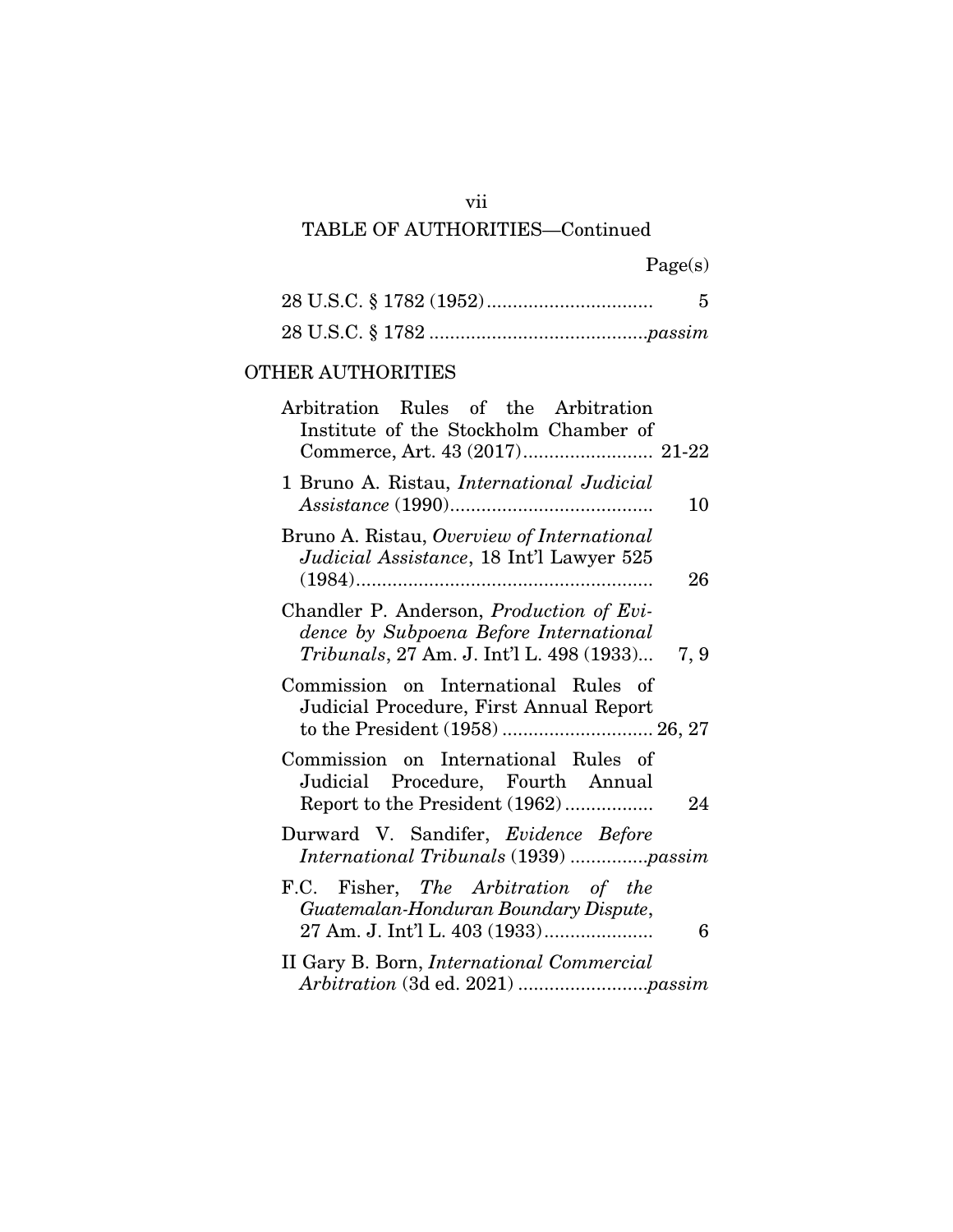TABLE OF AUTHORITIES—Continued

| | Page(s) |
|---|---|
| 28 U.S.C. § 1782 (1952) | 5 |
| 28 U.S.C. § 1782 | *passim* |

OTHER AUTHORITIES

| | |
|---|---|
| Arbitration Rules of the Arbitration Institute of the Stockholm Chamber of Commerce, Art. 43 (2017) | 21-22 |
| 1 Bruno A. Ristau, *International Judicial Assistance* (1990) | 10 |
| Bruno A. Ristau, *Overview of International Judicial Assistance*, 18 Int'l Lawyer 525 (1984) | 26 |
| Chandler P. Anderson, *Production of Evidence by Subpoena Before International Tribunals*, 27 Am. J. Int'l L. 498 (1933) | 7, 9 |
| Commission on International Rules of Judicial Procedure, First Annual Report to the President (1958) | 26, 27 |
| Commission on International Rules of Judicial Procedure, Fourth Annual Report to the President (1962) | 24 |
| Durward V. Sandifer, *Evidence Before International Tribunals* (1939) | *passim* |
| F.C. Fisher, *The Arbitration of the Guatemalan-Honduran Boundary Dispute*, 27 Am. J. Int'l L. 403 (1933) | 6 |
| II Gary B. Born, *International Commercial Arbitration* (3d ed. 2021) | *passim* |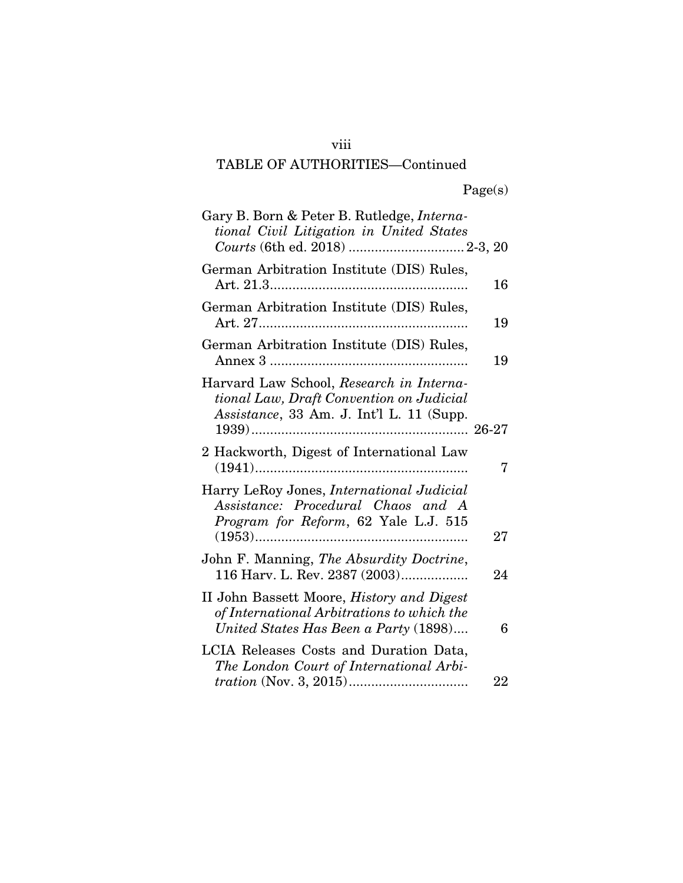TABLE OF AUTHORITIES—Continued

| | Page(s) |
|---|---|
| Gary B. Born & Peter B. Rutledge, *International Civil Litigation in United States Courts* (6th ed. 2018) | 2-3, 20 |
| German Arbitration Institute (DIS) Rules, Art. 21.3 | 16 |
| German Arbitration Institute (DIS) Rules, Art. 27 | 19 |
| German Arbitration Institute (DIS) Rules, Annex 3 | 19 |
| Harvard Law School, *Research in International Law, Draft Convention on Judicial Assistance*, 33 Am. J. Int'l L. 11 (Supp. 1939) | 26-27 |
| 2 Hackworth, Digest of International Law (1941) | 7 |
| Harry LeRoy Jones, *International Judicial Assistance: Procedural Chaos and A Program for Reform*, 62 Yale L.J. 515 (1953) | 27 |
| John F. Manning, *The Absurdity Doctrine*, 116 Harv. L. Rev. 2387 (2003) | 24 |
| II John Bassett Moore, *History and Digest of International Arbitrations to which the United States Has Been a Party* (1898) | 6 |
| LCIA Releases Costs and Duration Data, *The London Court of International Arbitration* (Nov. 3, 2015) | 22 |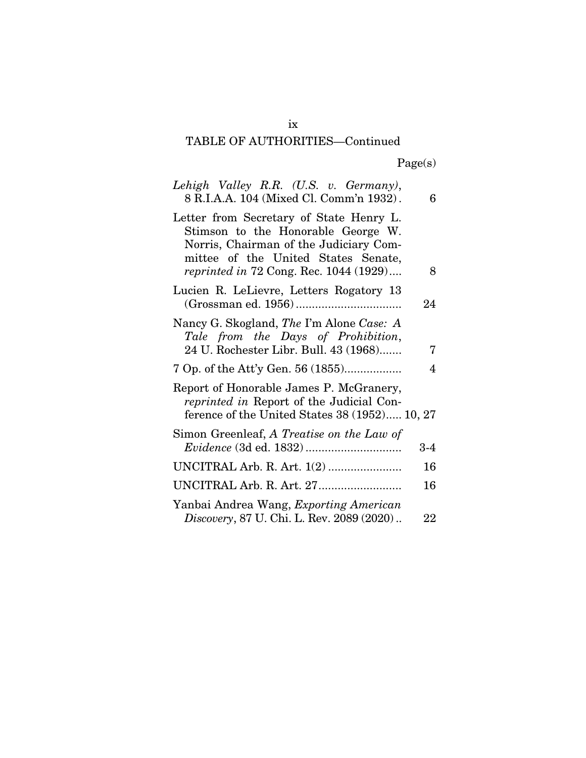TABLE OF AUTHORITIES—Continued

| | Page(s) |
|---|---|
| *Lehigh Valley R.R. (U.S. v. Germany)*, 8 R.I.A.A. 104 (Mixed Cl. Comm'n 1932) | 6 |
| Letter from Secretary of State Henry L. Stimson to the Honorable George W. Norris, Chairman of the Judiciary Committee of the United States Senate, *reprinted in* 72 Cong. Rec. 1044 (1929) | 8 |
| Lucien R. LeLievre, Letters Rogatory 13 (Grossman ed. 1956) | 24 |
| Nancy G. Skogland, *The* I'm Alone *Case: A Tale from the Days of Prohibition*, 24 U. Rochester Libr. Bull. 43 (1968) | 7 |
| 7 Op. of the Att'y Gen. 56 (1855) | 4 |
| Report of Honorable James P. McGranery, *reprinted in* Report of the Judicial Conference of the United States 38 (1952) | 10, 27 |
| Simon Greenleaf, *A Treatise on the Law of Evidence* (3d ed. 1832) | 3-4 |
| UNCITRAL Arb. R. Art. 1(2) | 16 |
| UNCITRAL Arb. R. Art. 27 | 16 |
| Yanbai Andrea Wang, *Exporting American Discovery*, 87 U. Chi. L. Rev. 2089 (2020) | 22 |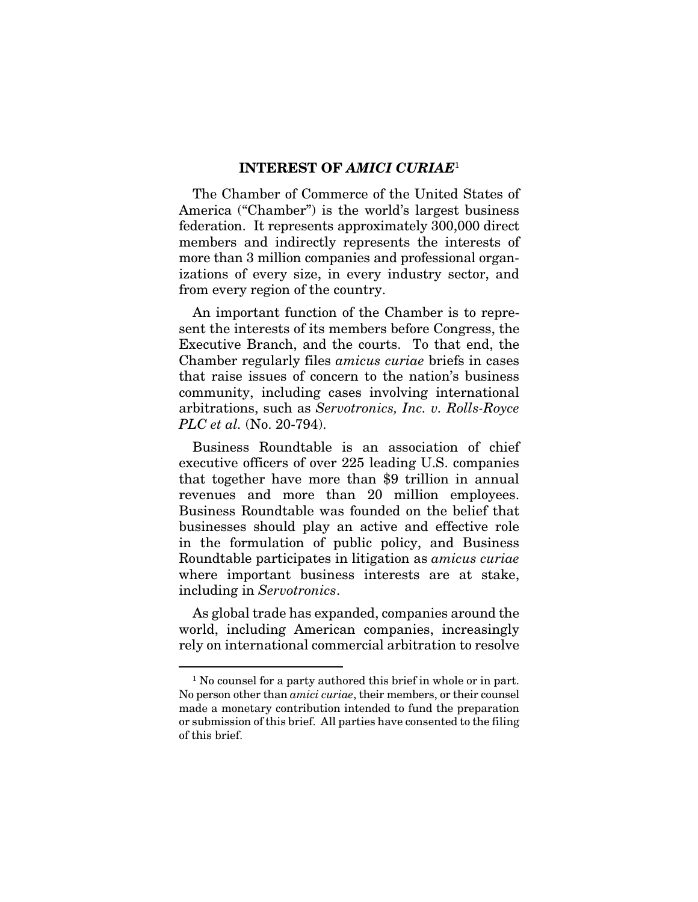## INTEREST OF *AMICI CURIAE*[1]

The Chamber of Commerce of the United States of America ("Chamber") is the world's largest business federation. It represents approximately 300,000 direct members and indirectly represents the interests of more than 3 million companies and professional organizations of every size, in every industry sector, and from every region of the country.

An important function of the Chamber is to represent the interests of its members before Congress, the Executive Branch, and the courts. To that end, the Chamber regularly files *amicus curiae* briefs in cases that raise issues of concern to the nation's business community, including cases involving international arbitrations, such as *Servotronics, Inc. v. Rolls-Royce PLC et al.* (No. 20-794).

Business Roundtable is an association of chief executive officers of over 225 leading U.S. companies that together have more than $9 trillion in annual revenues and more than 20 million employees. Business Roundtable was founded on the belief that businesses should play an active and effective role in the formulation of public policy, and Business Roundtable participates in litigation as *amicus curiae* where important business interests are at stake, including in *Servotronics*.

As global trade has expanded, companies around the world, including American companies, increasingly rely on international commercial arbitration to resolve

---

[1] No counsel for a party authored this brief in whole or in part. No person other than *amici curiae*, their members, or their counsel made a monetary contribution intended to fund the preparation or submission of this brief. All parties have consented to the filing of this brief.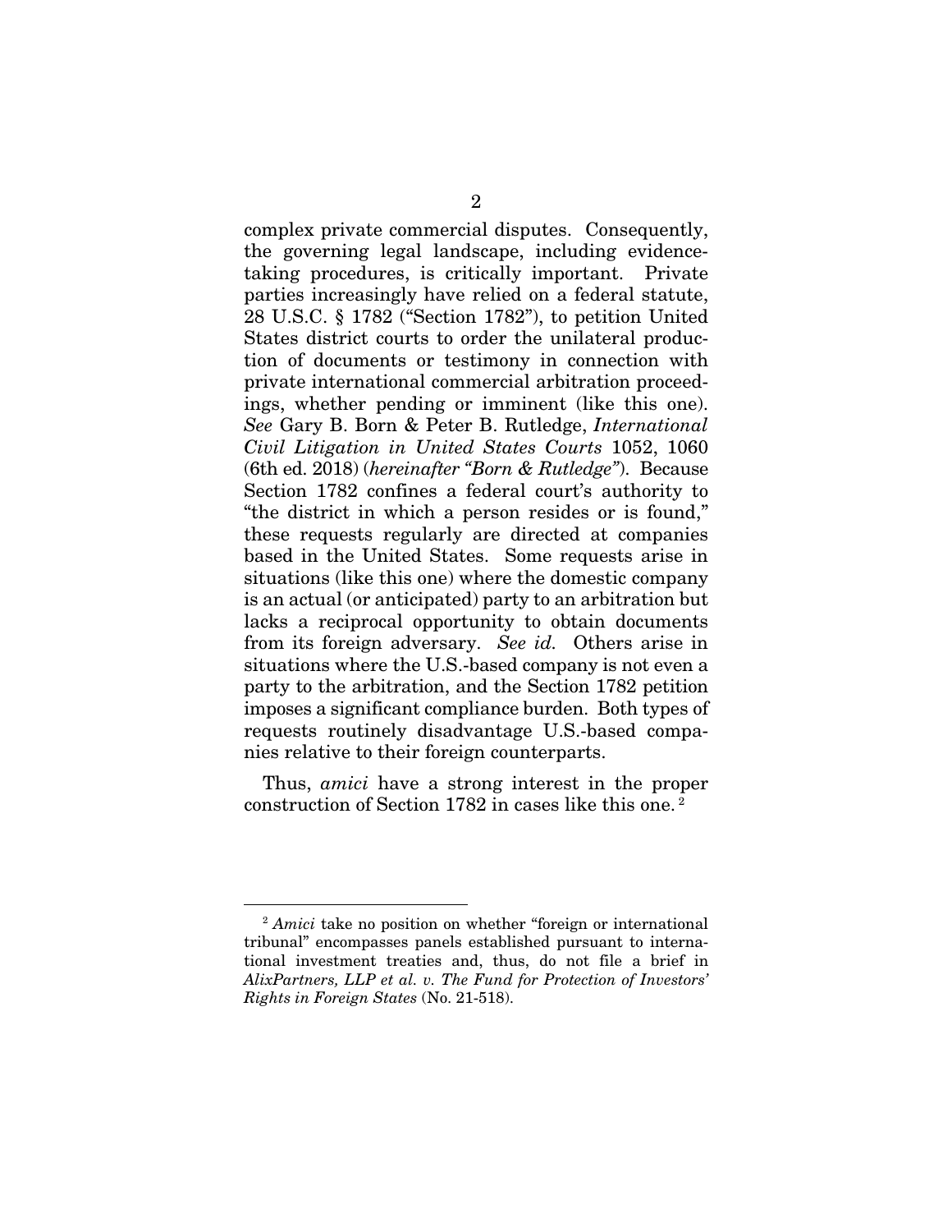complex private commercial disputes. Consequently, the governing legal landscape, including evidence-taking procedures, is critically important. Private parties increasingly have relied on a federal statute, 28 U.S.C. § 1782 ("Section 1782"), to petition United States district courts to order the unilateral production of documents or testimony in connection with private international commercial arbitration proceedings, whether pending or imminent (like this one). *See* Gary B. Born & Peter B. Rutledge, *International Civil Litigation in United States Courts* 1052, 1060 (6th ed. 2018) (*hereinafter "Born & Rutledge"*). Because Section 1782 confines a federal court's authority to "the district in which a person resides or is found," these requests regularly are directed at companies based in the United States. Some requests arise in situations (like this one) where the domestic company is an actual (or anticipated) party to an arbitration but lacks a reciprocal opportunity to obtain documents from its foreign adversary. *See id.* Others arise in situations where the U.S.-based company is not even a party to the arbitration, and the Section 1782 petition imposes a significant compliance burden. Both types of requests routinely disadvantage U.S.-based companies relative to their foreign counterparts.

Thus, *amici* have a strong interest in the proper construction of Section 1782 in cases like this one.[2]

---

[2] *Amici* take no position on whether "foreign or international tribunal" encompasses panels established pursuant to international investment treaties and, thus, do not file a brief in *AlixPartners, LLP et al. v. The Fund for Protection of Investors' Rights in Foreign States* (No. 21-518).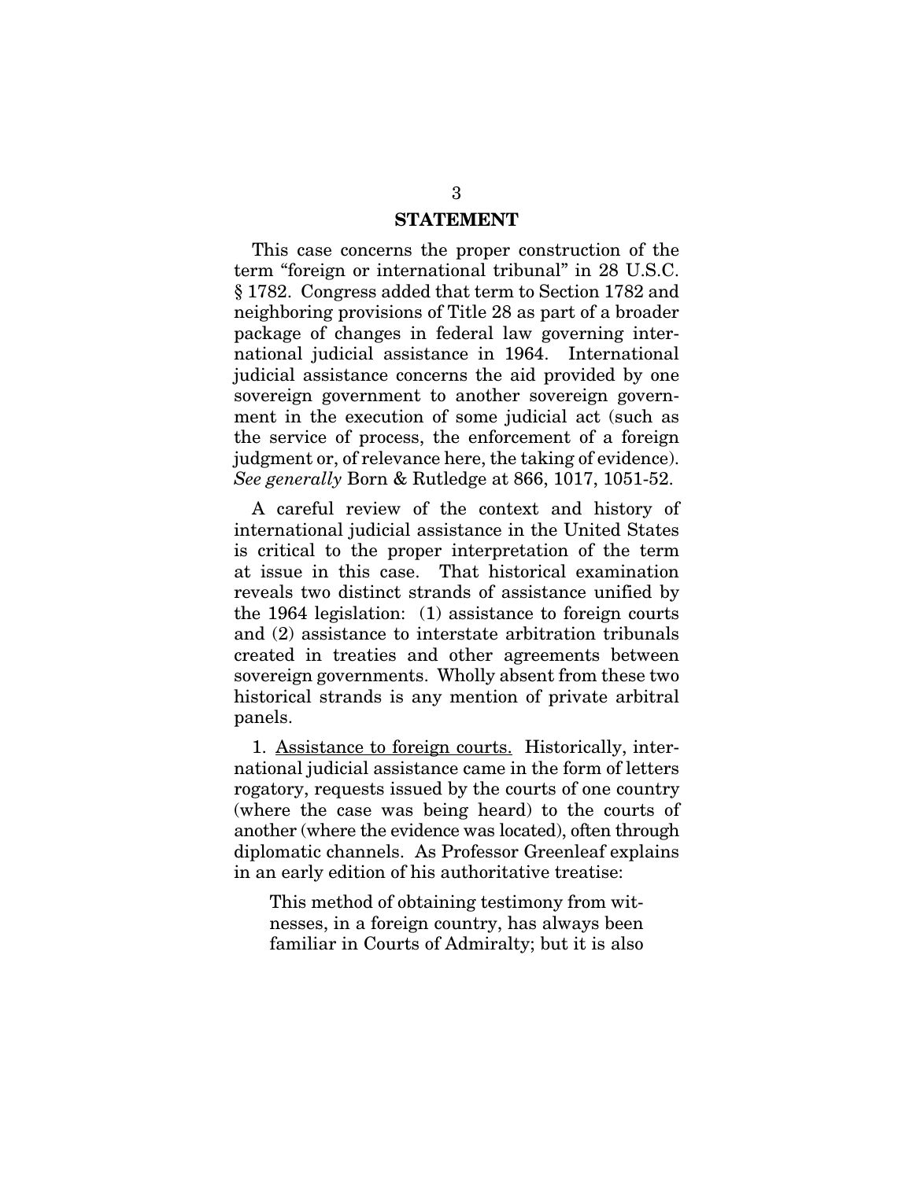## STATEMENT

This case concerns the proper construction of the term "foreign or international tribunal" in 28 U.S.C. § 1782. Congress added that term to Section 1782 and neighboring provisions of Title 28 as part of a broader package of changes in federal law governing international judicial assistance in 1964. International judicial assistance concerns the aid provided by one sovereign government to another sovereign government in the execution of some judicial act (such as the service of process, the enforcement of a foreign judgment or, of relevance here, the taking of evidence). *See generally* Born & Rutledge at 866, 1017, 1051-52.

A careful review of the context and history of international judicial assistance in the United States is critical to the proper interpretation of the term at issue in this case. That historical examination reveals two distinct strands of assistance unified by the 1964 legislation: (1) assistance to foreign courts and (2) assistance to interstate arbitration tribunals created in treaties and other agreements between sovereign governments. Wholly absent from these two historical strands is any mention of private arbitral panels.

1. <u>Assistance to foreign courts.</u> Historically, international judicial assistance came in the form of letters rogatory, requests issued by the courts of one country (where the case was being heard) to the courts of another (where the evidence was located), often through diplomatic channels. As Professor Greenleaf explains in an early edition of his authoritative treatise:

> This method of obtaining testimony from witnesses, in a foreign country, has always been familiar in Courts of Admiralty; but it is also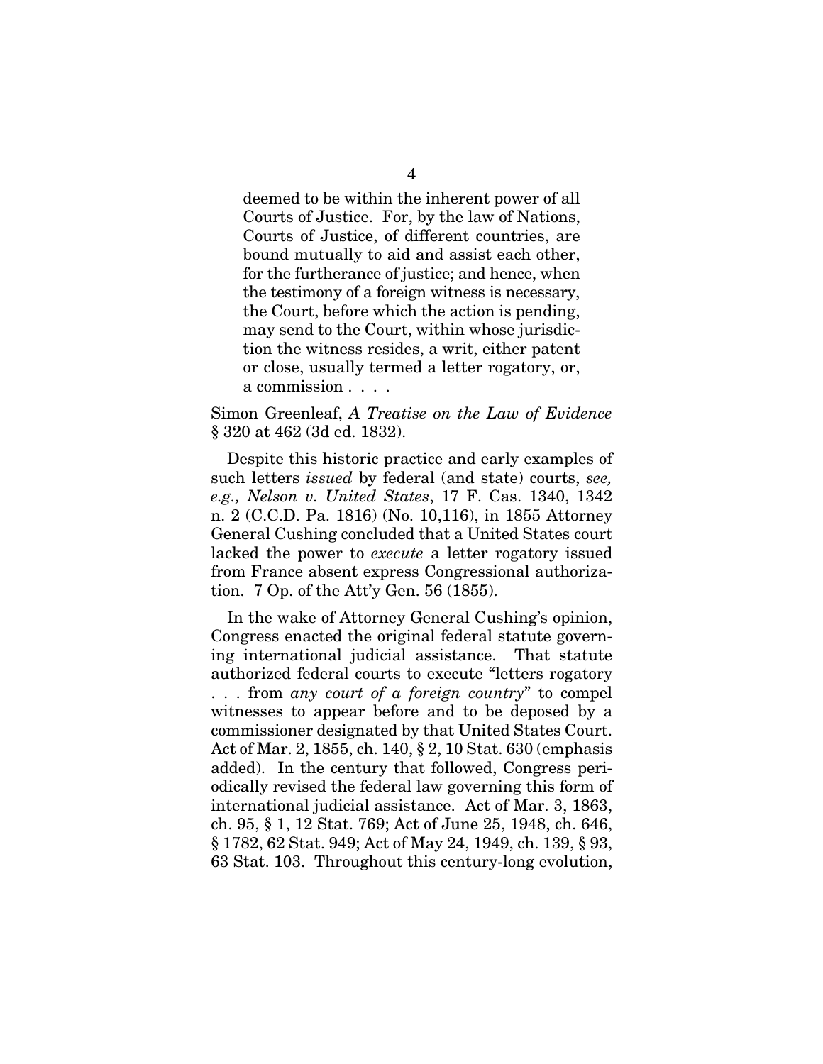> deemed to be within the inherent power of all Courts of Justice. For, by the law of Nations, Courts of Justice, of different countries, are bound mutually to aid and assist each other, for the furtherance of justice; and hence, when the testimony of a foreign witness is necessary, the Court, before which the action is pending, may send to the Court, within whose jurisdiction the witness resides, a writ, either patent or close, usually termed a letter rogatory, or, a commission . . . .

Simon Greenleaf, *A Treatise on the Law of Evidence* § 320 at 462 (3d ed. 1832).

Despite this historic practice and early examples of such letters *issued* by federal (and state) courts, *see, e.g., Nelson v. United States*, 17 F. Cas. 1340, 1342 n. 2 (C.C.D. Pa. 1816) (No. 10,116), in 1855 Attorney General Cushing concluded that a United States court lacked the power to *execute* a letter rogatory issued from France absent express Congressional authorization. 7 Op. of the Att'y Gen. 56 (1855).

In the wake of Attorney General Cushing's opinion, Congress enacted the original federal statute governing international judicial assistance. That statute authorized federal courts to execute "letters rogatory . . . from *any court of a foreign country*" to compel witnesses to appear before and to be deposed by a commissioner designated by that United States Court. Act of Mar. 2, 1855, ch. 140, § 2, 10 Stat. 630 (emphasis added). In the century that followed, Congress periodically revised the federal law governing this form of international judicial assistance. Act of Mar. 3, 1863, ch. 95, § 1, 12 Stat. 769; Act of June 25, 1948, ch. 646, § 1782, 62 Stat. 949; Act of May 24, 1949, ch. 139, § 93, 63 Stat. 103. Throughout this century-long evolution,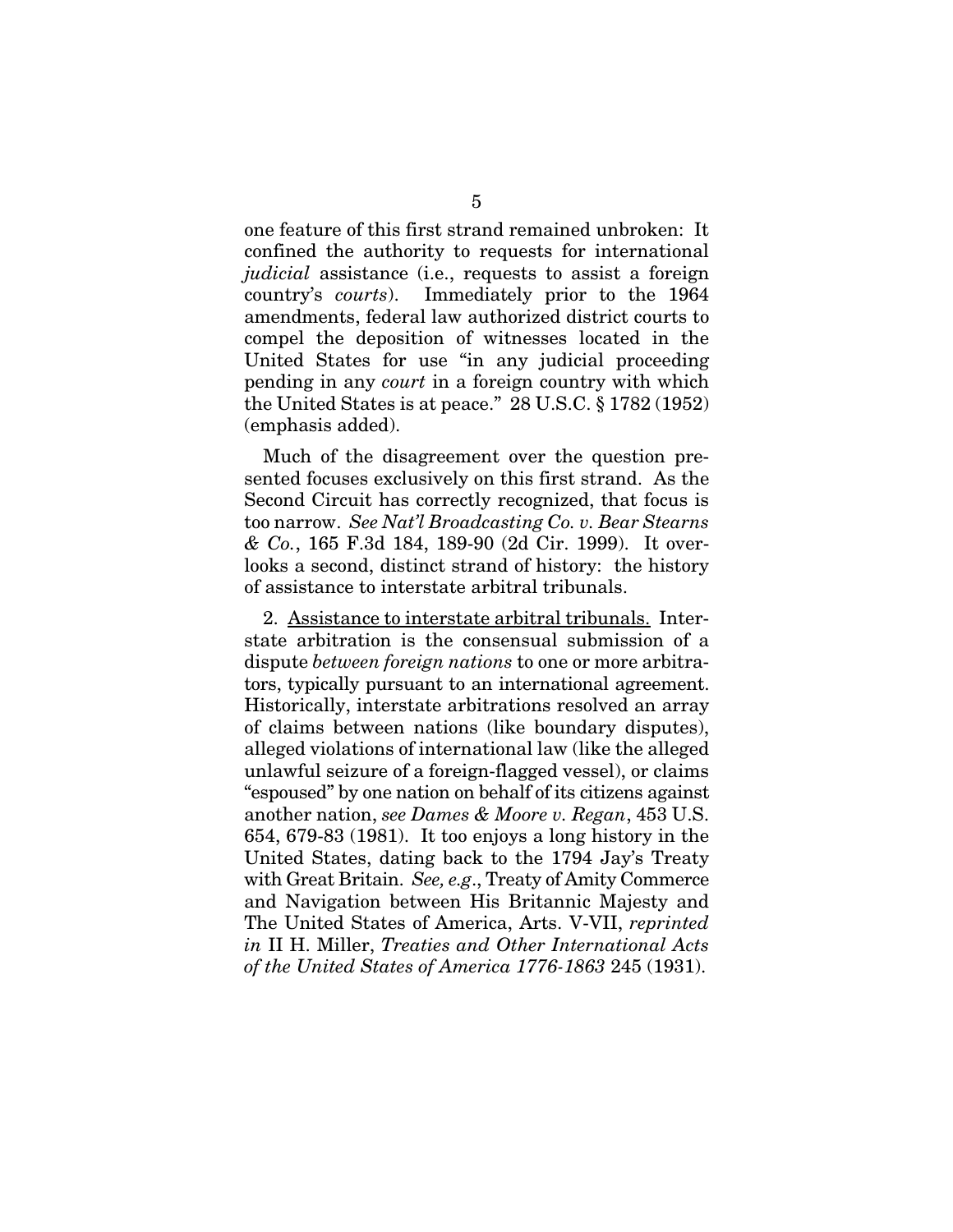one feature of this first strand remained unbroken: It confined the authority to requests for international *judicial* assistance (i.e., requests to assist a foreign country's *courts*). Immediately prior to the 1964 amendments, federal law authorized district courts to compel the deposition of witnesses located in the United States for use "in any judicial proceeding pending in any *court* in a foreign country with which the United States is at peace." 28 U.S.C. § 1782 (1952) (emphasis added).

Much of the disagreement over the question presented focuses exclusively on this first strand. As the Second Circuit has correctly recognized, that focus is too narrow. *See Nat'l Broadcasting Co. v. Bear Stearns & Co.*, 165 F.3d 184, 189-90 (2d Cir. 1999). It overlooks a second, distinct strand of history: the history of assistance to interstate arbitral tribunals.

2. <u>Assistance to interstate arbitral tribunals.</u> Interstate arbitration is the consensual submission of a dispute *between foreign nations* to one or more arbitrators, typically pursuant to an international agreement. Historically, interstate arbitrations resolved an array of claims between nations (like boundary disputes), alleged violations of international law (like the alleged unlawful seizure of a foreign-flagged vessel), or claims "espoused" by one nation on behalf of its citizens against another nation, *see Dames & Moore v. Regan*, 453 U.S. 654, 679-83 (1981). It too enjoys a long history in the United States, dating back to the 1794 Jay's Treaty with Great Britain. *See, e.g.*, Treaty of Amity Commerce and Navigation between His Britannic Majesty and The United States of America, Arts. V-VII, *reprinted in* II H. Miller, *Treaties and Other International Acts of the United States of America 1776-1863* 245 (1931).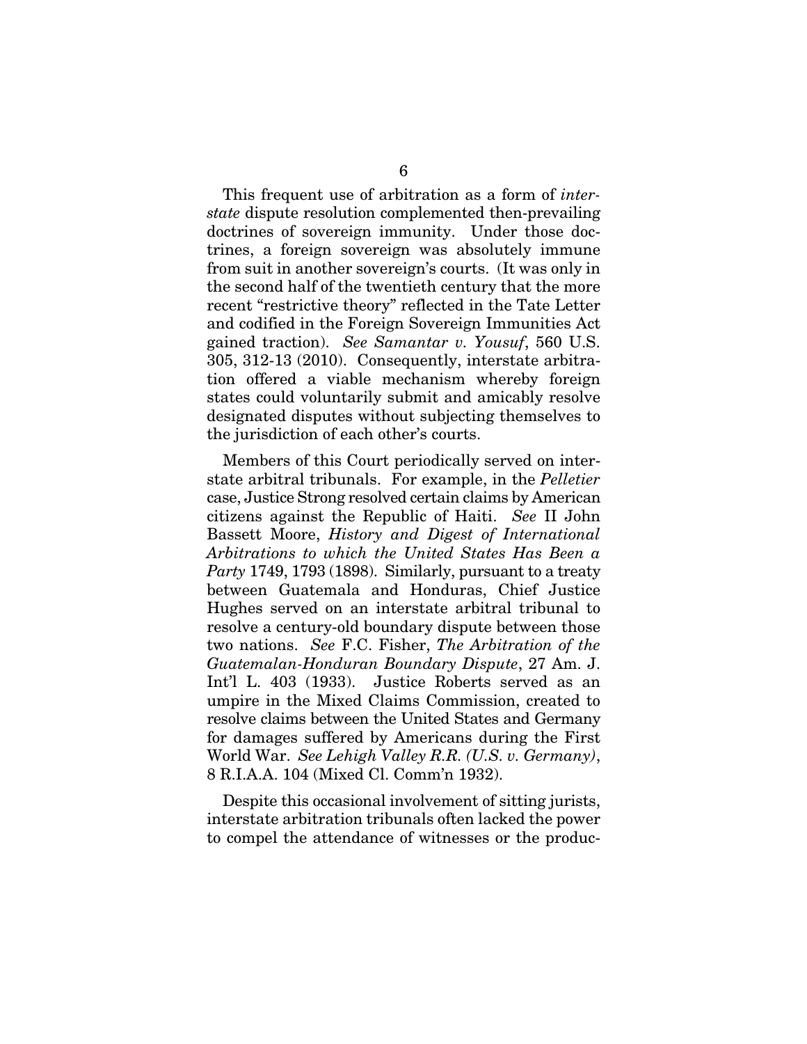This frequent use of arbitration as a form of *interstate* dispute resolution complemented then-prevailing doctrines of sovereign immunity. Under those doctrines, a foreign sovereign was absolutely immune from suit in another sovereign's courts. (It was only in the second half of the twentieth century that the more recent "restrictive theory" reflected in the Tate Letter and codified in the Foreign Sovereign Immunities Act gained traction). *See Samantar v. Yousuf*, 560 U.S. 305, 312-13 (2010). Consequently, interstate arbitration offered a viable mechanism whereby foreign states could voluntarily submit and amicably resolve designated disputes without subjecting themselves to the jurisdiction of each other's courts.

Members of this Court periodically served on interstate arbitral tribunals. For example, in the *Pelletier* case, Justice Strong resolved certain claims by American citizens against the Republic of Haiti. *See* II John Bassett Moore, *History and Digest of International Arbitrations to which the United States Has Been a Party* 1749, 1793 (1898). Similarly, pursuant to a treaty between Guatemala and Honduras, Chief Justice Hughes served on an interstate arbitral tribunal to resolve a century-old boundary dispute between those two nations. *See* F.C. Fisher, *The Arbitration of the Guatemalan-Honduran Boundary Dispute*, 27 Am. J. Int'l L. 403 (1933). Justice Roberts served as an umpire in the Mixed Claims Commission, created to resolve claims between the United States and Germany for damages suffered by Americans during the First World War. *See Lehigh Valley R.R. (U.S. v. Germany)*, 8 R.I.A.A. 104 (Mixed Cl. Comm'n 1932).

Despite this occasional involvement of sitting jurists, interstate arbitration tribunals often lacked the power to compel the attendance of witnesses or the produc-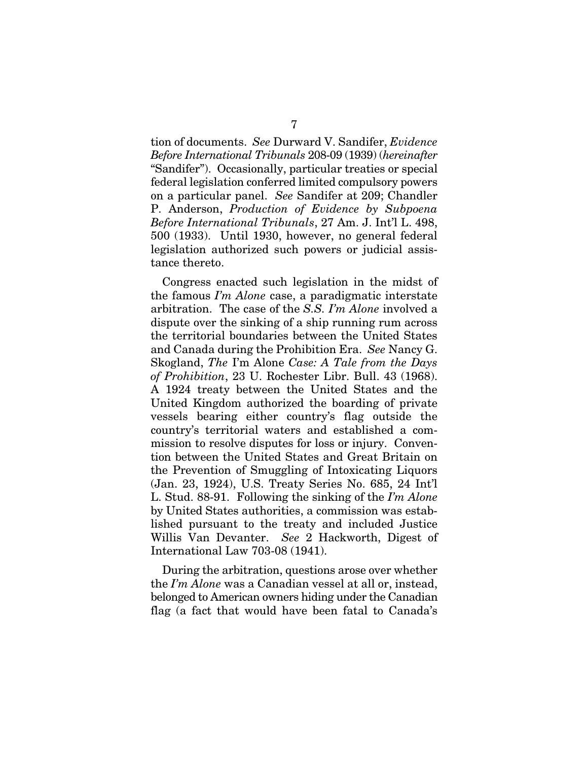tion of documents. *See* Durward V. Sandifer, *Evidence Before International Tribunals* 208-09 (1939) (*hereinafter* "Sandifer"). Occasionally, particular treaties or special federal legislation conferred limited compulsory powers on a particular panel. *See* Sandifer at 209; Chandler P. Anderson, *Production of Evidence by Subpoena Before International Tribunals*, 27 Am. J. Int'l L. 498, 500 (1933). Until 1930, however, no general federal legislation authorized such powers or judicial assistance thereto.

Congress enacted such legislation in the midst of the famous *I'm Alone* case, a paradigmatic interstate arbitration. The case of the *S.S. I'm Alone* involved a dispute over the sinking of a ship running rum across the territorial boundaries between the United States and Canada during the Prohibition Era. *See* Nancy G. Skogland, *The* I'm Alone *Case: A Tale from the Days of Prohibition*, 23 U. Rochester Libr. Bull. 43 (1968). A 1924 treaty between the United States and the United Kingdom authorized the boarding of private vessels bearing either country's flag outside the country's territorial waters and established a commission to resolve disputes for loss or injury. Convention between the United States and Great Britain on the Prevention of Smuggling of Intoxicating Liquors (Jan. 23, 1924), U.S. Treaty Series No. 685, 24 Int'l L. Stud. 88-91. Following the sinking of the *I'm Alone* by United States authorities, a commission was established pursuant to the treaty and included Justice Willis Van Devanter. *See* 2 Hackworth, Digest of International Law 703-08 (1941).

During the arbitration, questions arose over whether the *I'm Alone* was a Canadian vessel at all or, instead, belonged to American owners hiding under the Canadian flag (a fact that would have been fatal to Canada's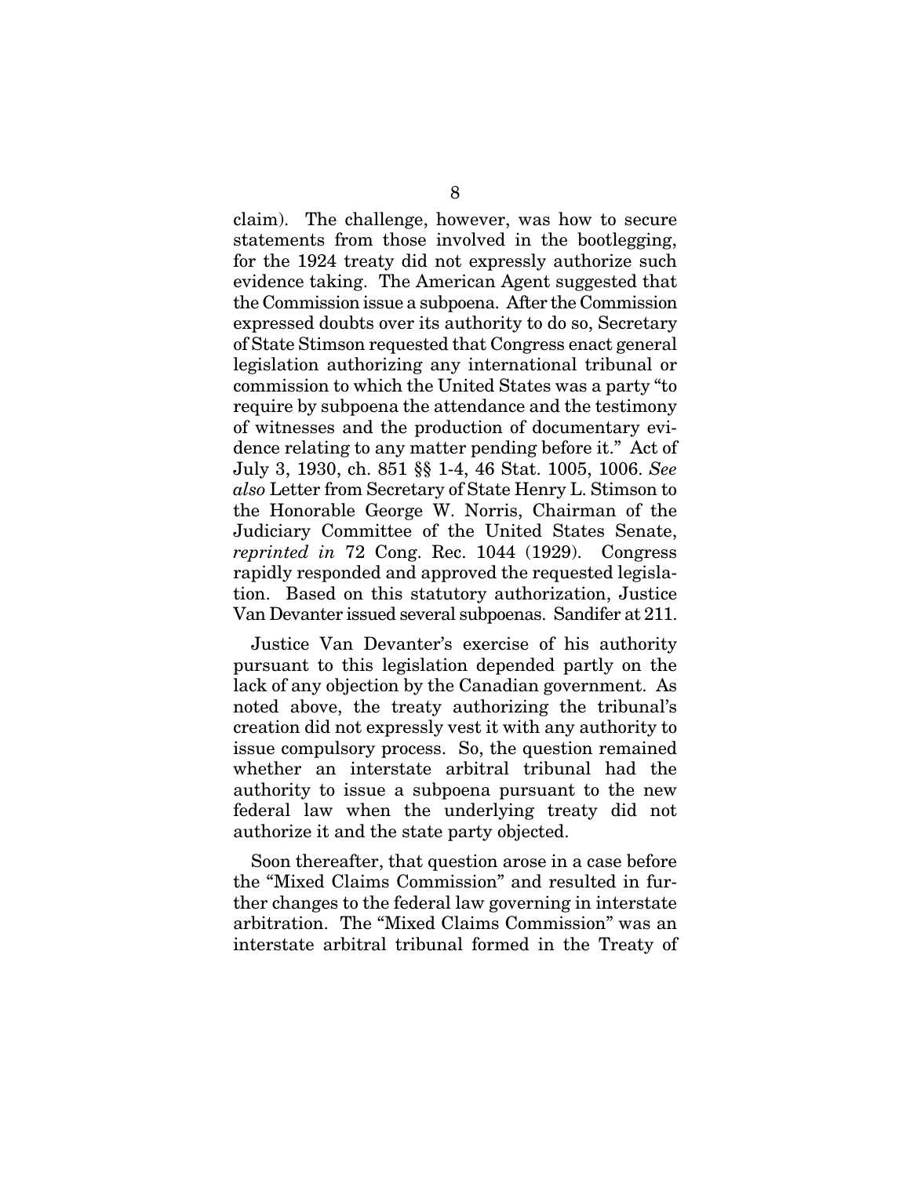claim). The challenge, however, was how to secure statements from those involved in the bootlegging, for the 1924 treaty did not expressly authorize such evidence taking. The American Agent suggested that the Commission issue a subpoena. After the Commission expressed doubts over its authority to do so, Secretary of State Stimson requested that Congress enact general legislation authorizing any international tribunal or commission to which the United States was a party "to require by subpoena the attendance and the testimony of witnesses and the production of documentary evidence relating to any matter pending before it." Act of July 3, 1930, ch. 851 §§ 1-4, 46 Stat. 1005, 1006. *See also* Letter from Secretary of State Henry L. Stimson to the Honorable George W. Norris, Chairman of the Judiciary Committee of the United States Senate, *reprinted in* 72 Cong. Rec. 1044 (1929). Congress rapidly responded and approved the requested legislation. Based on this statutory authorization, Justice Van Devanter issued several subpoenas. Sandifer at 211.

Justice Van Devanter's exercise of his authority pursuant to this legislation depended partly on the lack of any objection by the Canadian government. As noted above, the treaty authorizing the tribunal's creation did not expressly vest it with any authority to issue compulsory process. So, the question remained whether an interstate arbitral tribunal had the authority to issue a subpoena pursuant to the new federal law when the underlying treaty did not authorize it and the state party objected.

Soon thereafter, that question arose in a case before the "Mixed Claims Commission" and resulted in further changes to the federal law governing in interstate arbitration. The "Mixed Claims Commission" was an interstate arbitral tribunal formed in the Treaty of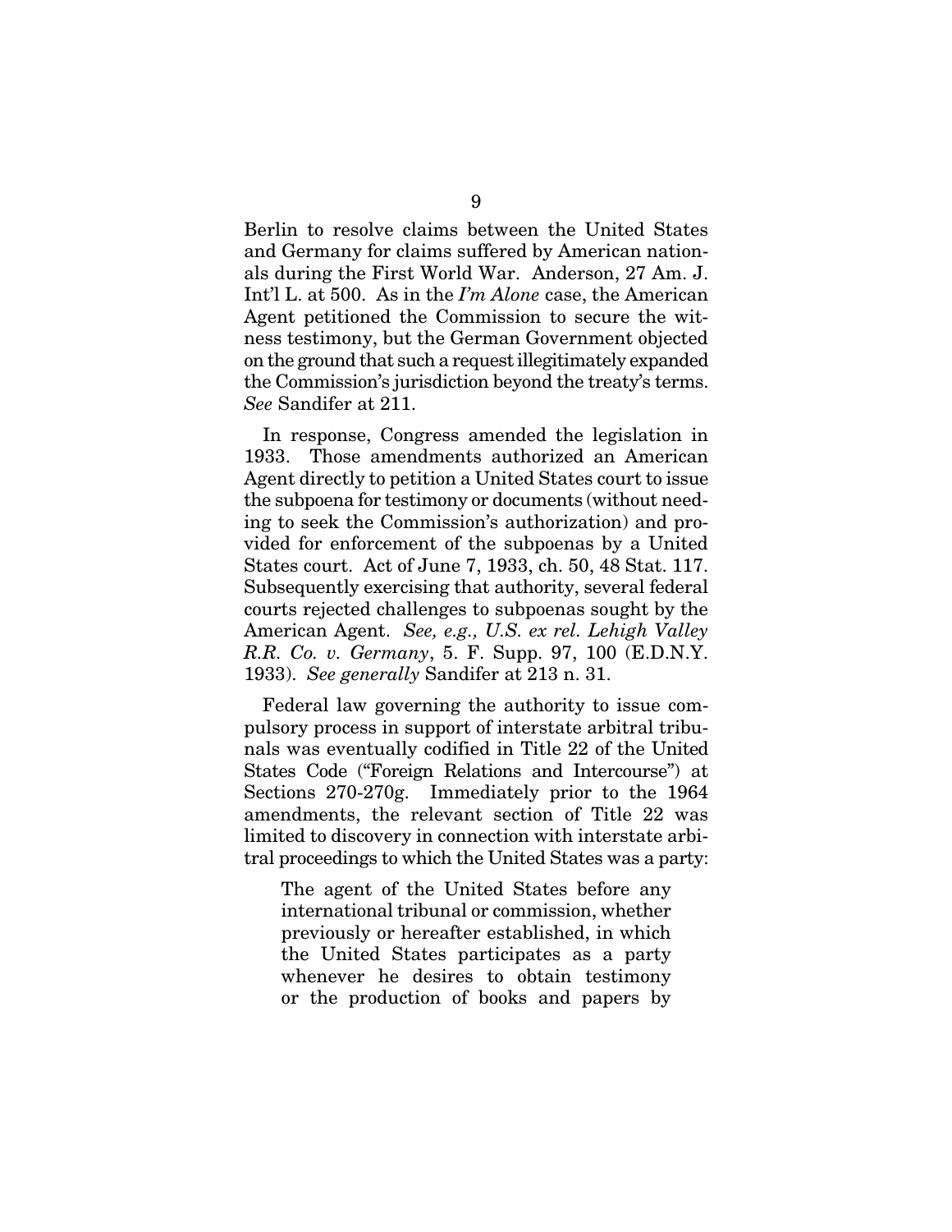Berlin to resolve claims between the United States and Germany for claims suffered by American nationals during the First World War. Anderson, 27 Am. J. Int'l L. at 500. As in the *I'm Alone* case, the American Agent petitioned the Commission to secure the witness testimony, but the German Government objected on the ground that such a request illegitimately expanded the Commission's jurisdiction beyond the treaty's terms. *See* Sandifer at 211.

In response, Congress amended the legislation in 1933. Those amendments authorized an American Agent directly to petition a United States court to issue the subpoena for testimony or documents (without needing to seek the Commission's authorization) and provided for enforcement of the subpoenas by a United States court. Act of June 7, 1933, ch. 50, 48 Stat. 117. Subsequently exercising that authority, several federal courts rejected challenges to subpoenas sought by the American Agent. *See, e.g., U.S. ex rel. Lehigh Valley R.R. Co. v. Germany*, 5. F. Supp. 97, 100 (E.D.N.Y. 1933). *See generally* Sandifer at 213 n. 31.

Federal law governing the authority to issue compulsory process in support of interstate arbitral tribunals was eventually codified in Title 22 of the United States Code ("Foreign Relations and Intercourse") at Sections 270-270g. Immediately prior to the 1964 amendments, the relevant section of Title 22 was limited to discovery in connection with interstate arbitral proceedings to which the United States was a party:

> The agent of the United States before any international tribunal or commission, whether previously or hereafter established, in which the United States participates as a party whenever he desires to obtain testimony or the production of books and papers by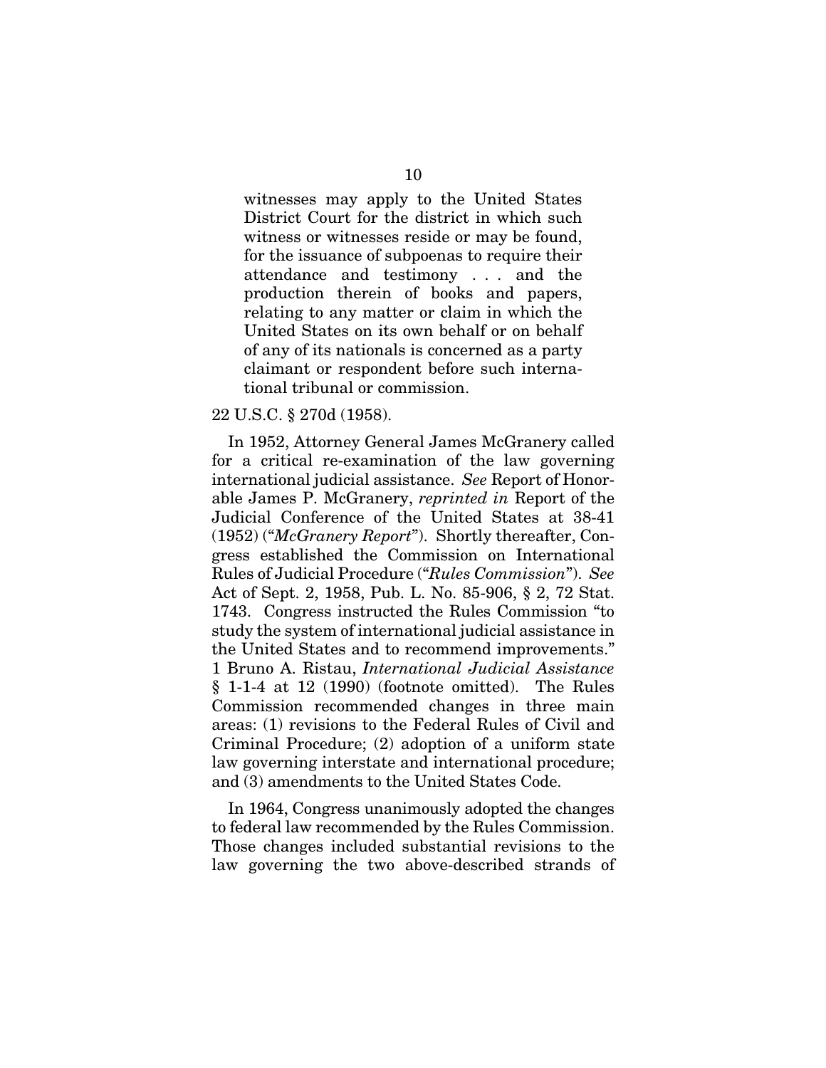> witnesses may apply to the United States District Court for the district in which such witness or witnesses reside or may be found, for the issuance of subpoenas to require their attendance and testimony . . . and the production therein of books and papers, relating to any matter or claim in which the United States on its own behalf or on behalf of any of its nationals is concerned as a party claimant or respondent before such international tribunal or commission.

22 U.S.C. § 270d (1958).

In 1952, Attorney General James McGranery called for a critical re-examination of the law governing international judicial assistance. *See* Report of Honorable James P. McGranery, *reprinted in* Report of the Judicial Conference of the United States at 38-41 (1952) ("*McGranery Report*"). Shortly thereafter, Congress established the Commission on International Rules of Judicial Procedure ("*Rules Commission*"). *See* Act of Sept. 2, 1958, Pub. L. No. 85-906, § 2, 72 Stat. 1743. Congress instructed the Rules Commission "to study the system of international judicial assistance in the United States and to recommend improvements." 1 Bruno A. Ristau, *International Judicial Assistance* § 1-1-4 at 12 (1990) (footnote omitted). The Rules Commission recommended changes in three main areas: (1) revisions to the Federal Rules of Civil and Criminal Procedure; (2) adoption of a uniform state law governing interstate and international procedure; and (3) amendments to the United States Code.

In 1964, Congress unanimously adopted the changes to federal law recommended by the Rules Commission. Those changes included substantial revisions to the law governing the two above-described strands of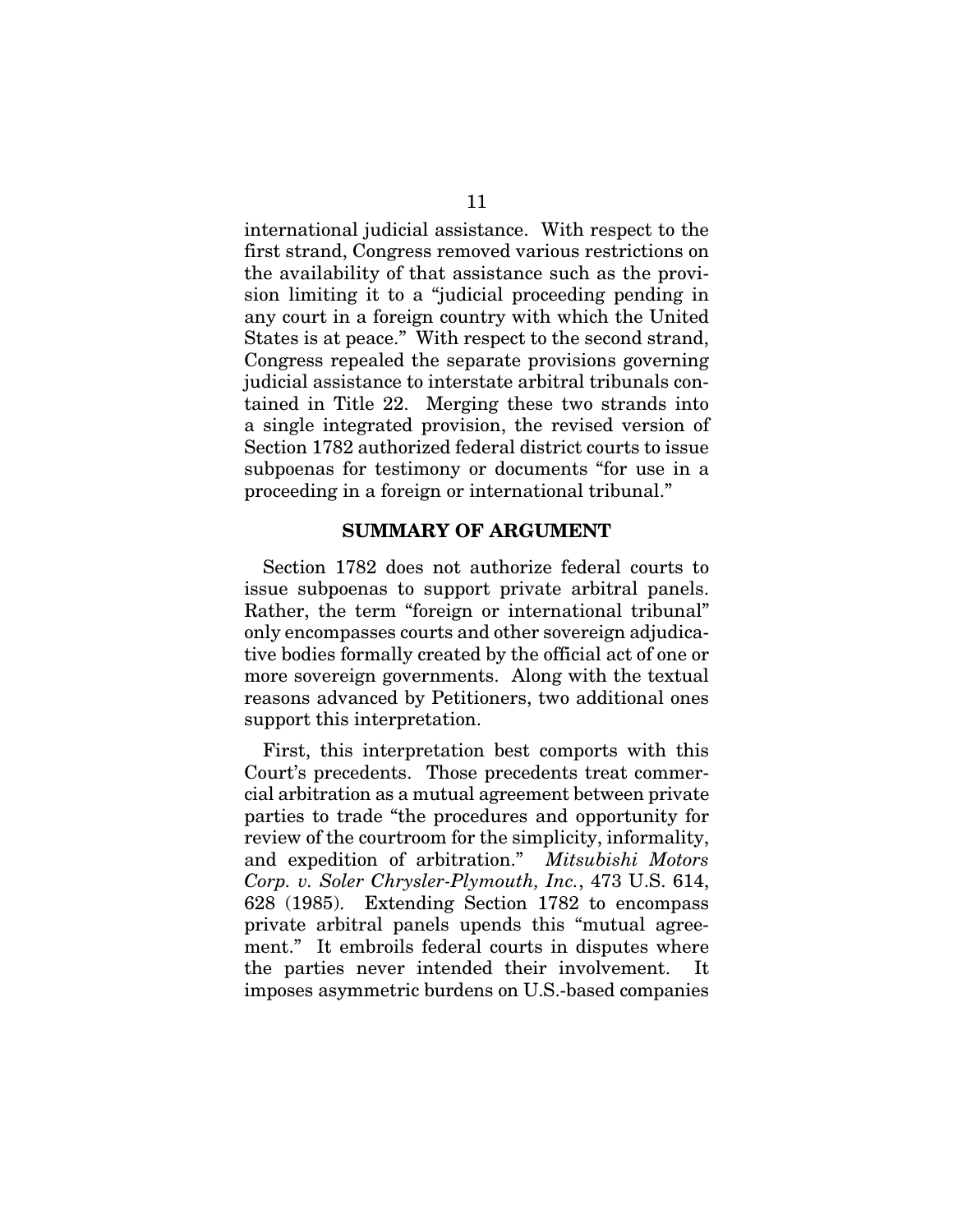international judicial assistance. With respect to the first strand, Congress removed various restrictions on the availability of that assistance such as the provision limiting it to a "judicial proceeding pending in any court in a foreign country with which the United States is at peace." With respect to the second strand, Congress repealed the separate provisions governing judicial assistance to interstate arbitral tribunals contained in Title 22. Merging these two strands into a single integrated provision, the revised version of Section 1782 authorized federal district courts to issue subpoenas for testimony or documents "for use in a proceeding in a foreign or international tribunal."

## SUMMARY OF ARGUMENT

Section 1782 does not authorize federal courts to issue subpoenas to support private arbitral panels. Rather, the term "foreign or international tribunal" only encompasses courts and other sovereign adjudicative bodies formally created by the official act of one or more sovereign governments. Along with the textual reasons advanced by Petitioners, two additional ones support this interpretation.

First, this interpretation best comports with this Court's precedents. Those precedents treat commercial arbitration as a mutual agreement between private parties to trade "the procedures and opportunity for review of the courtroom for the simplicity, informality, and expedition of arbitration." *Mitsubishi Motors Corp. v. Soler Chrysler-Plymouth, Inc.*, 473 U.S. 614, 628 (1985). Extending Section 1782 to encompass private arbitral panels upends this "mutual agreement." It embroils federal courts in disputes where the parties never intended their involvement. It imposes asymmetric burdens on U.S.-based companies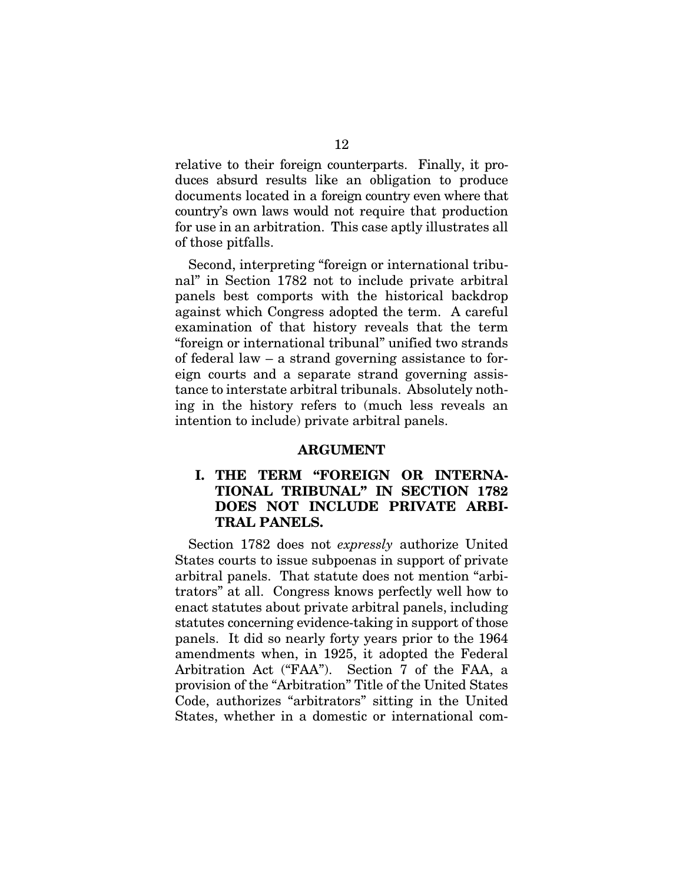relative to their foreign counterparts. Finally, it produces absurd results like an obligation to produce documents located in a foreign country even where that country's own laws would not require that production for use in an arbitration. This case aptly illustrates all of those pitfalls.

Second, interpreting "foreign or international tribunal" in Section 1782 not to include private arbitral panels best comports with the historical backdrop against which Congress adopted the term. A careful examination of that history reveals that the term "foreign or international tribunal" unified two strands of federal law – a strand governing assistance to foreign courts and a separate strand governing assistance to interstate arbitral tribunals. Absolutely nothing in the history refers to (much less reveals an intention to include) private arbitral panels.

## ARGUMENT

### I. THE TERM "FOREIGN OR INTERNATIONAL TRIBUNAL" IN SECTION 1782 DOES NOT INCLUDE PRIVATE ARBITRAL PANELS.

Section 1782 does not *expressly* authorize United States courts to issue subpoenas in support of private arbitral panels. That statute does not mention "arbitrators" at all. Congress knows perfectly well how to enact statutes about private arbitral panels, including statutes concerning evidence-taking in support of those panels. It did so nearly forty years prior to the 1964 amendments when, in 1925, it adopted the Federal Arbitration Act ("FAA"). Section 7 of the FAA, a provision of the "Arbitration" Title of the United States Code, authorizes "arbitrators" sitting in the United States, whether in a domestic or international com-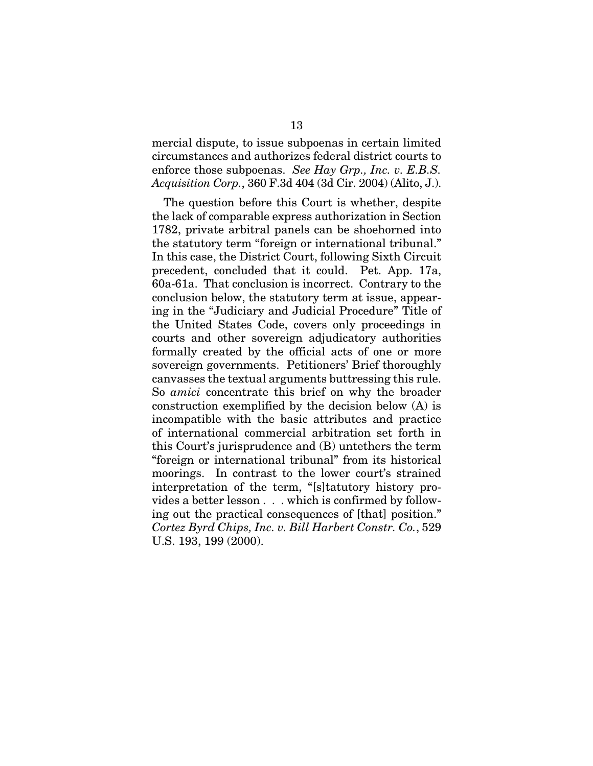mercial dispute, to issue subpoenas in certain limited circumstances and authorizes federal district courts to enforce those subpoenas. *See Hay Grp., Inc. v. E.B.S. Acquisition Corp.*, 360 F.3d 404 (3d Cir. 2004) (Alito, J.).

The question before this Court is whether, despite the lack of comparable express authorization in Section 1782, private arbitral panels can be shoehorned into the statutory term "foreign or international tribunal." In this case, the District Court, following Sixth Circuit precedent, concluded that it could. Pet. App. 17a, 60a-61a. That conclusion is incorrect. Contrary to the conclusion below, the statutory term at issue, appearing in the "Judiciary and Judicial Procedure" Title of the United States Code, covers only proceedings in courts and other sovereign adjudicatory authorities formally created by the official acts of one or more sovereign governments. Petitioners' Brief thoroughly canvasses the textual arguments buttressing this rule. So *amici* concentrate this brief on why the broader construction exemplified by the decision below (A) is incompatible with the basic attributes and practice of international commercial arbitration set forth in this Court's jurisprudence and (B) untethers the term "foreign or international tribunal" from its historical moorings. In contrast to the lower court's strained interpretation of the term, "[s]tatutory history provides a better lesson . . . which is confirmed by following out the practical consequences of [that] position." *Cortez Byrd Chips, Inc. v. Bill Harbert Constr. Co.*, 529 U.S. 193, 199 (2000).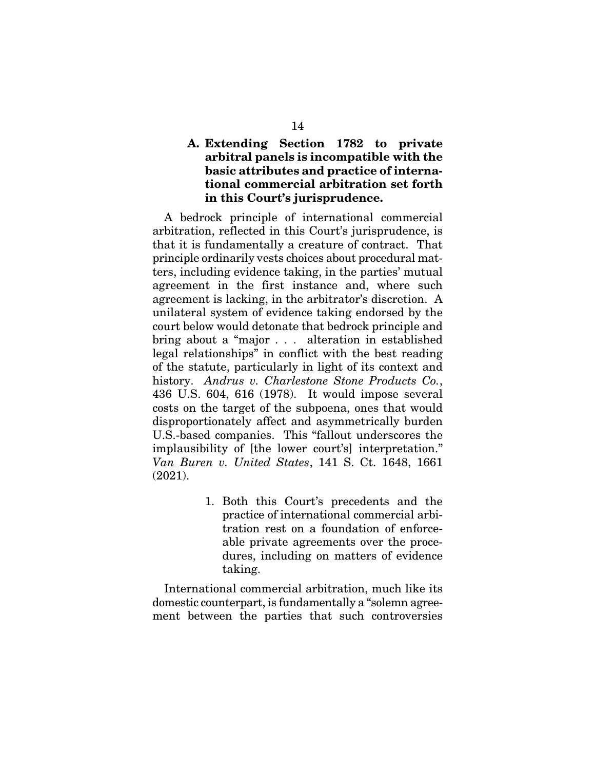### A. Extending Section 1782 to private arbitral panels is incompatible with the basic attributes and practice of international commercial arbitration set forth in this Court's jurisprudence.

A bedrock principle of international commercial arbitration, reflected in this Court's jurisprudence, is that it is fundamentally a creature of contract. That principle ordinarily vests choices about procedural matters, including evidence taking, in the parties' mutual agreement in the first instance and, where such agreement is lacking, in the arbitrator's discretion. A unilateral system of evidence taking endorsed by the court below would detonate that bedrock principle and bring about a "major . . . alteration in established legal relationships" in conflict with the best reading of the statute, particularly in light of its context and history. *Andrus v. Charlestone Stone Products Co.*, 436 U.S. 604, 616 (1978). It would impose several costs on the target of the subpoena, ones that would disproportionately affect and asymmetrically burden U.S.-based companies. This "fallout underscores the implausibility of [the lower court's] interpretation." *Van Buren v. United States*, 141 S. Ct. 1648, 1661 (2021).

1. Both this Court's precedents and the practice of international commercial arbitration rest on a foundation of enforceable private agreements over the procedures, including on matters of evidence taking.

International commercial arbitration, much like its domestic counterpart, is fundamentally a "solemn agreement between the parties that such controversies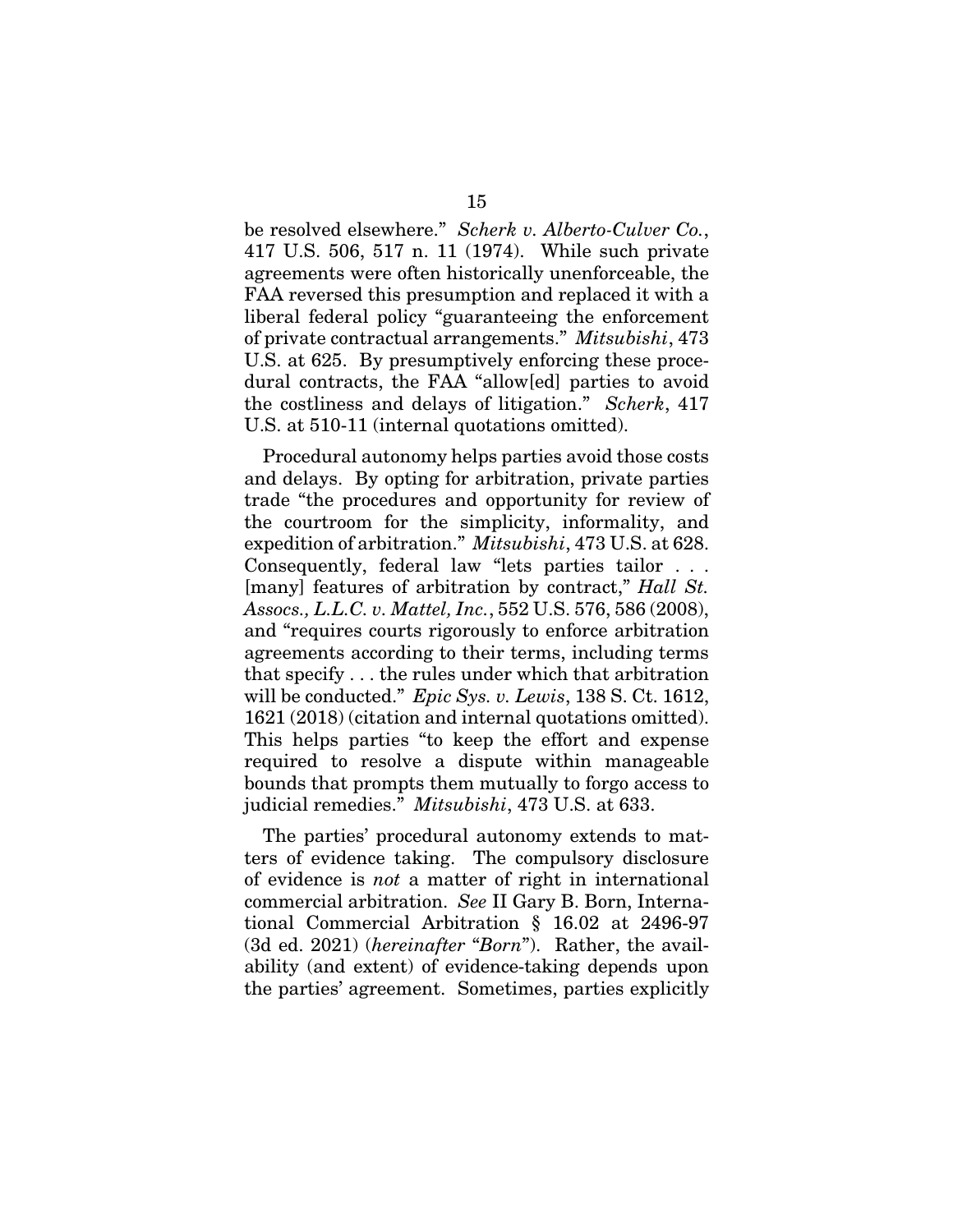be resolved elsewhere." *Scherk v. Alberto-Culver Co.*, 417 U.S. 506, 517 n. 11 (1974). While such private agreements were often historically unenforceable, the FAA reversed this presumption and replaced it with a liberal federal policy "guaranteeing the enforcement of private contractual arrangements." *Mitsubishi*, 473 U.S. at 625. By presumptively enforcing these procedural contracts, the FAA "allow[ed] parties to avoid the costliness and delays of litigation." *Scherk*, 417 U.S. at 510-11 (internal quotations omitted).

Procedural autonomy helps parties avoid those costs and delays. By opting for arbitration, private parties trade "the procedures and opportunity for review of the courtroom for the simplicity, informality, and expedition of arbitration." *Mitsubishi*, 473 U.S. at 628. Consequently, federal law "lets parties tailor . . . [many] features of arbitration by contract," *Hall St. Assocs., L.L.C. v. Mattel, Inc.*, 552 U.S. 576, 586 (2008), and "requires courts rigorously to enforce arbitration agreements according to their terms, including terms that specify . . . the rules under which that arbitration will be conducted." *Epic Sys. v. Lewis*, 138 S. Ct. 1612, 1621 (2018) (citation and internal quotations omitted). This helps parties "to keep the effort and expense required to resolve a dispute within manageable bounds that prompts them mutually to forgo access to judicial remedies." *Mitsubishi*, 473 U.S. at 633.

The parties' procedural autonomy extends to matters of evidence taking. The compulsory disclosure of evidence is *not* a matter of right in international commercial arbitration. *See* II Gary B. Born, International Commercial Arbitration § 16.02 at 2496-97 (3d ed. 2021) (*hereinafter* "*Born*"). Rather, the availability (and extent) of evidence-taking depends upon the parties' agreement. Sometimes, parties explicitly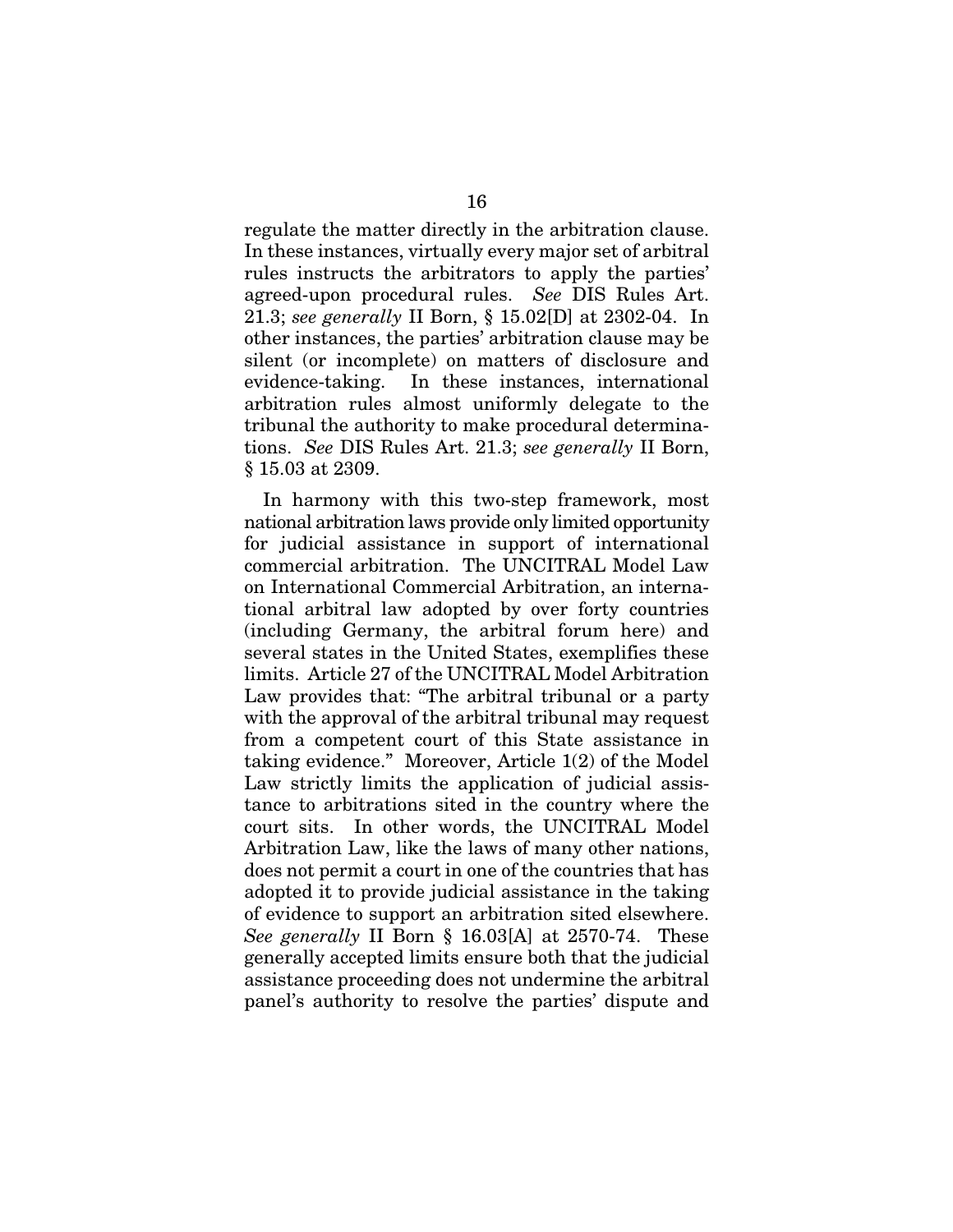regulate the matter directly in the arbitration clause. In these instances, virtually every major set of arbitral rules instructs the arbitrators to apply the parties' agreed-upon procedural rules. *See* DIS Rules Art. 21.3; *see generally* II Born, § 15.02[D] at 2302-04. In other instances, the parties' arbitration clause may be silent (or incomplete) on matters of disclosure and evidence-taking. In these instances, international arbitration rules almost uniformly delegate to the tribunal the authority to make procedural determinations. *See* DIS Rules Art. 21.3; *see generally* II Born, § 15.03 at 2309.

In harmony with this two-step framework, most national arbitration laws provide only limited opportunity for judicial assistance in support of international commercial arbitration. The UNCITRAL Model Law on International Commercial Arbitration, an international arbitral law adopted by over forty countries (including Germany, the arbitral forum here) and several states in the United States, exemplifies these limits. Article 27 of the UNCITRAL Model Arbitration Law provides that: "The arbitral tribunal or a party with the approval of the arbitral tribunal may request from a competent court of this State assistance in taking evidence." Moreover, Article 1(2) of the Model Law strictly limits the application of judicial assistance to arbitrations sited in the country where the court sits. In other words, the UNCITRAL Model Arbitration Law, like the laws of many other nations, does not permit a court in one of the countries that has adopted it to provide judicial assistance in the taking of evidence to support an arbitration sited elsewhere. *See generally* II Born § 16.03[A] at 2570-74. These generally accepted limits ensure both that the judicial assistance proceeding does not undermine the arbitral panel's authority to resolve the parties' dispute and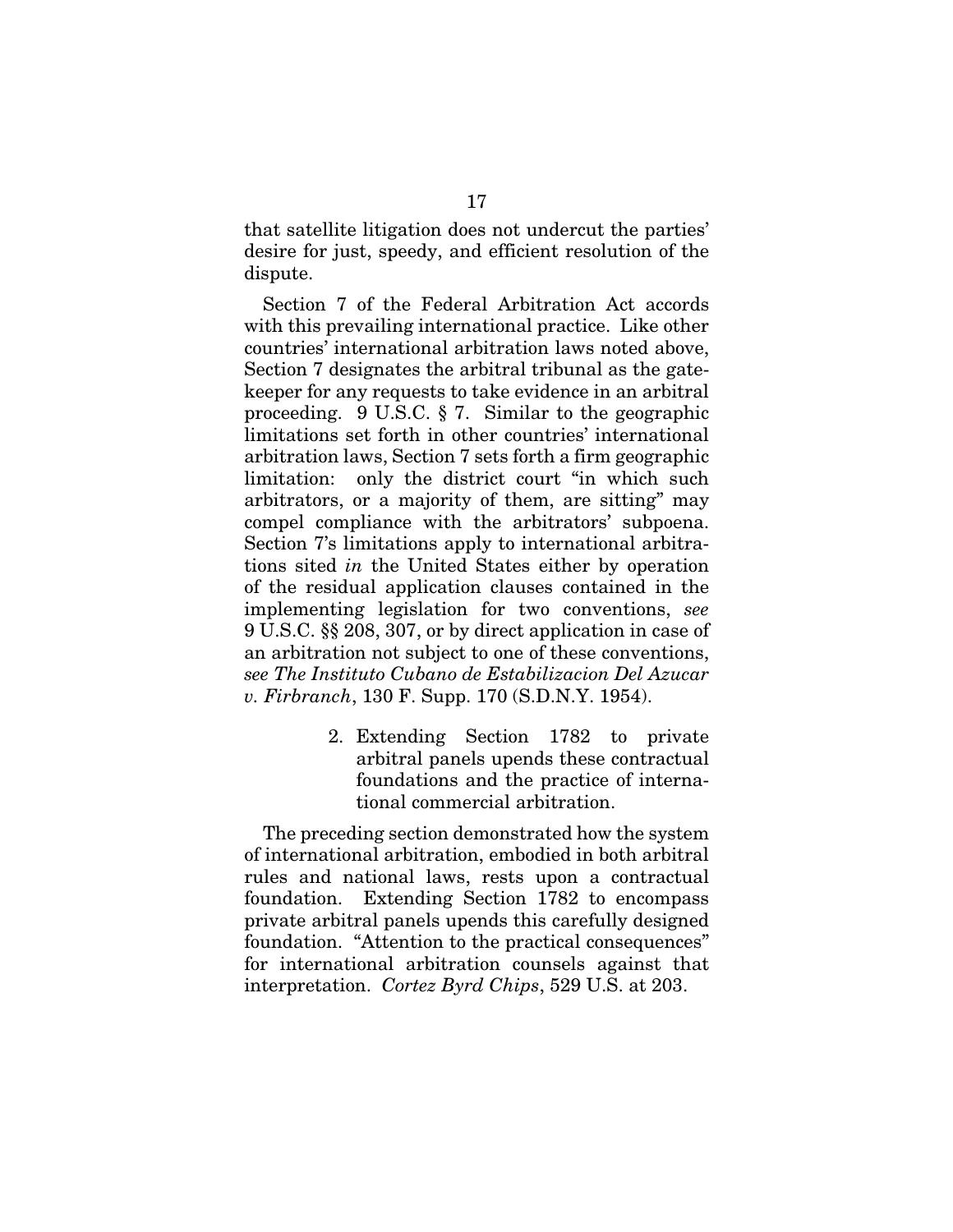that satellite litigation does not undercut the parties' desire for just, speedy, and efficient resolution of the dispute.

Section 7 of the Federal Arbitration Act accords with this prevailing international practice. Like other countries' international arbitration laws noted above, Section 7 designates the arbitral tribunal as the gatekeeper for any requests to take evidence in an arbitral proceeding. 9 U.S.C. § 7. Similar to the geographic limitations set forth in other countries' international arbitration laws, Section 7 sets forth a firm geographic limitation: only the district court "in which such arbitrators, or a majority of them, are sitting" may compel compliance with the arbitrators' subpoena. Section 7's limitations apply to international arbitrations sited *in* the United States either by operation of the residual application clauses contained in the implementing legislation for two conventions, *see* 9 U.S.C. §§ 208, 307, or by direct application in case of an arbitration not subject to one of these conventions, *see The Instituto Cubano de Estabilizacion Del Azucar v. Firbranch*, 130 F. Supp. 170 (S.D.N.Y. 1954).

2. Extending Section 1782 to private arbitral panels upends these contractual foundations and the practice of international commercial arbitration.

The preceding section demonstrated how the system of international arbitration, embodied in both arbitral rules and national laws, rests upon a contractual foundation. Extending Section 1782 to encompass private arbitral panels upends this carefully designed foundation. "Attention to the practical consequences" for international arbitration counsels against that interpretation. *Cortez Byrd Chips*, 529 U.S. at 203.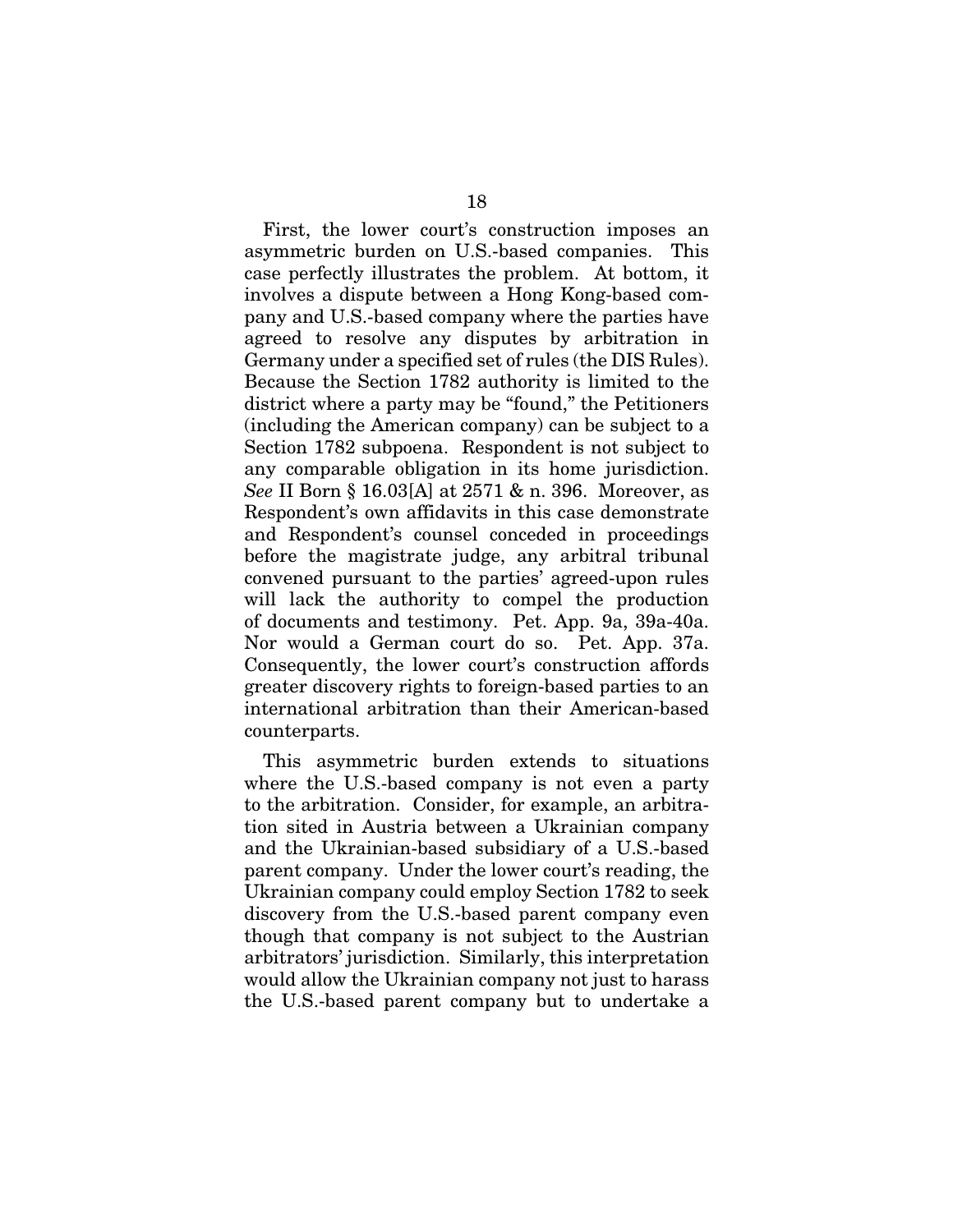First, the lower court's construction imposes an asymmetric burden on U.S.-based companies. This case perfectly illustrates the problem. At bottom, it involves a dispute between a Hong Kong-based company and U.S.-based company where the parties have agreed to resolve any disputes by arbitration in Germany under a specified set of rules (the DIS Rules). Because the Section 1782 authority is limited to the district where a party may be "found," the Petitioners (including the American company) can be subject to a Section 1782 subpoena. Respondent is not subject to any comparable obligation in its home jurisdiction. *See* II Born § 16.03[A] at 2571 & n. 396. Moreover, as Respondent's own affidavits in this case demonstrate and Respondent's counsel conceded in proceedings before the magistrate judge, any arbitral tribunal convened pursuant to the parties' agreed-upon rules will lack the authority to compel the production of documents and testimony. Pet. App. 9a, 39a-40a. Nor would a German court do so. Pet. App. 37a. Consequently, the lower court's construction affords greater discovery rights to foreign-based parties to an international arbitration than their American-based counterparts.

This asymmetric burden extends to situations where the U.S.-based company is not even a party to the arbitration. Consider, for example, an arbitration sited in Austria between a Ukrainian company and the Ukrainian-based subsidiary of a U.S.-based parent company. Under the lower court's reading, the Ukrainian company could employ Section 1782 to seek discovery from the U.S.-based parent company even though that company is not subject to the Austrian arbitrators' jurisdiction. Similarly, this interpretation would allow the Ukrainian company not just to harass the U.S.-based parent company but to undertake a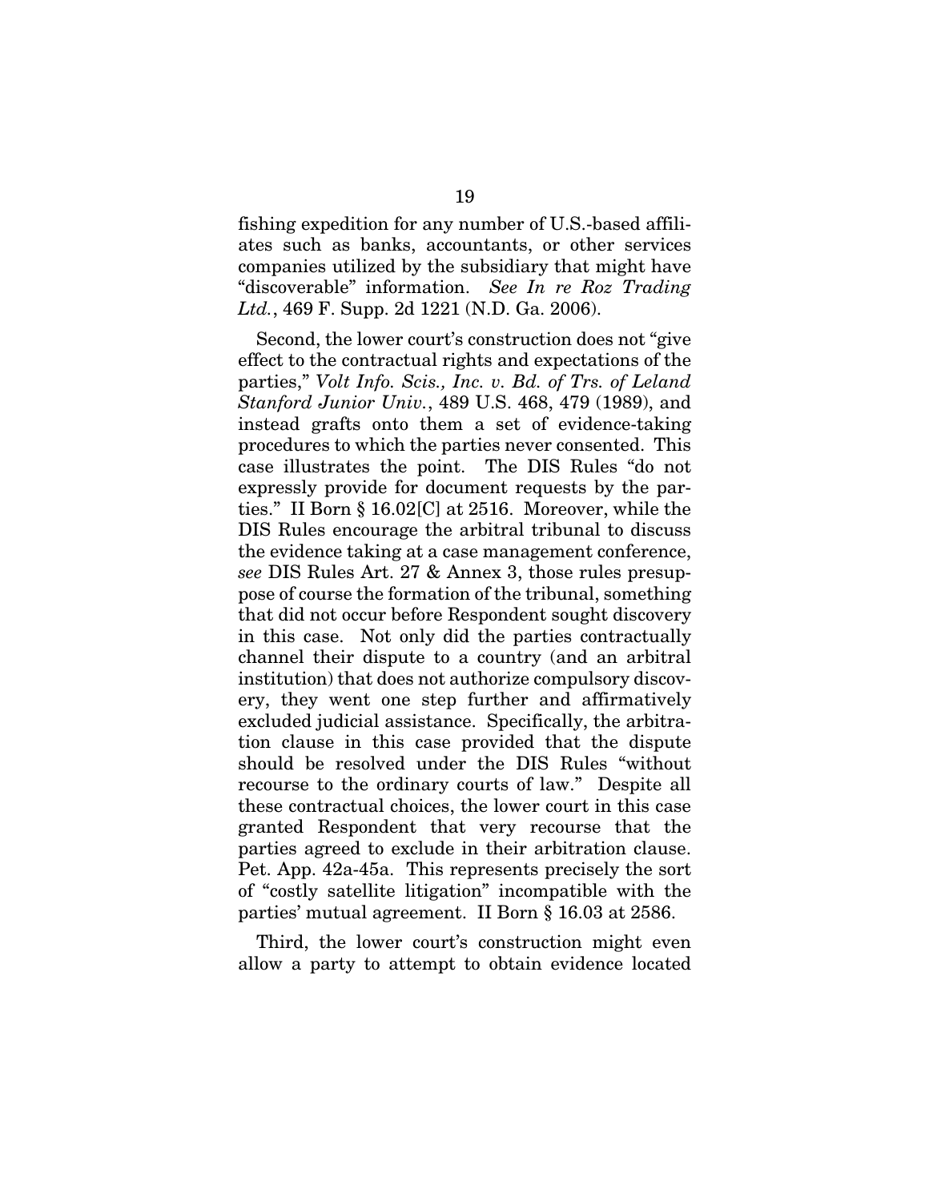fishing expedition for any number of U.S.-based affiliates such as banks, accountants, or other services companies utilized by the subsidiary that might have "discoverable" information. *See In re Roz Trading Ltd.*, 469 F. Supp. 2d 1221 (N.D. Ga. 2006).

Second, the lower court's construction does not "give effect to the contractual rights and expectations of the parties," *Volt Info. Scis., Inc. v. Bd. of Trs. of Leland Stanford Junior Univ.*, 489 U.S. 468, 479 (1989), and instead grafts onto them a set of evidence-taking procedures to which the parties never consented. This case illustrates the point. The DIS Rules "do not expressly provide for document requests by the parties." II Born § 16.02[C] at 2516. Moreover, while the DIS Rules encourage the arbitral tribunal to discuss the evidence taking at a case management conference, *see* DIS Rules Art. 27 & Annex 3, those rules presuppose of course the formation of the tribunal, something that did not occur before Respondent sought discovery in this case. Not only did the parties contractually channel their dispute to a country (and an arbitral institution) that does not authorize compulsory discovery, they went one step further and affirmatively excluded judicial assistance. Specifically, the arbitration clause in this case provided that the dispute should be resolved under the DIS Rules "without recourse to the ordinary courts of law." Despite all these contractual choices, the lower court in this case granted Respondent that very recourse that the parties agreed to exclude in their arbitration clause. Pet. App. 42a-45a. This represents precisely the sort of "costly satellite litigation" incompatible with the parties' mutual agreement. II Born § 16.03 at 2586.

Third, the lower court's construction might even allow a party to attempt to obtain evidence located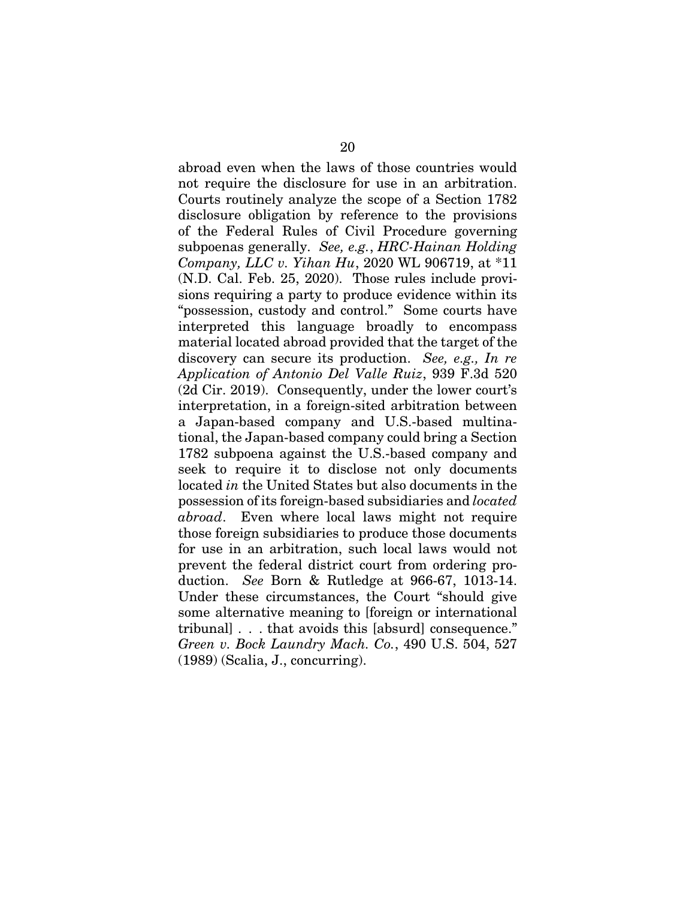abroad even when the laws of those countries would not require the disclosure for use in an arbitration. Courts routinely analyze the scope of a Section 1782 disclosure obligation by reference to the provisions of the Federal Rules of Civil Procedure governing subpoenas generally. *See, e.g.*, *HRC-Hainan Holding Company, LLC v. Yihan Hu*, 2020 WL 906719, at *11 (N.D. Cal. Feb. 25, 2020). Those rules include provisions requiring a party to produce evidence within its "possession, custody and control." Some courts have interpreted this language broadly to encompass material located abroad provided that the target of the discovery can secure its production. *See, e.g., In re Application of Antonio Del Valle Ruiz*, 939 F.3d 520 (2d Cir. 2019). Consequently, under the lower court's interpretation, in a foreign-sited arbitration between a Japan-based company and U.S.-based multinational, the Japan-based company could bring a Section 1782 subpoena against the U.S.-based company and seek to require it to disclose not only documents located *in* the United States but also documents in the possession of its foreign-based subsidiaries and *located abroad*. Even where local laws might not require those foreign subsidiaries to produce those documents for use in an arbitration, such local laws would not prevent the federal district court from ordering production. *See* Born & Rutledge at 966-67, 1013-14. Under these circumstances, the Court "should give some alternative meaning to [foreign or international tribunal] . . . that avoids this [absurd] consequence." *Green v. Bock Laundry Mach. Co.*, 490 U.S. 504, 527 (1989) (Scalia, J., concurring).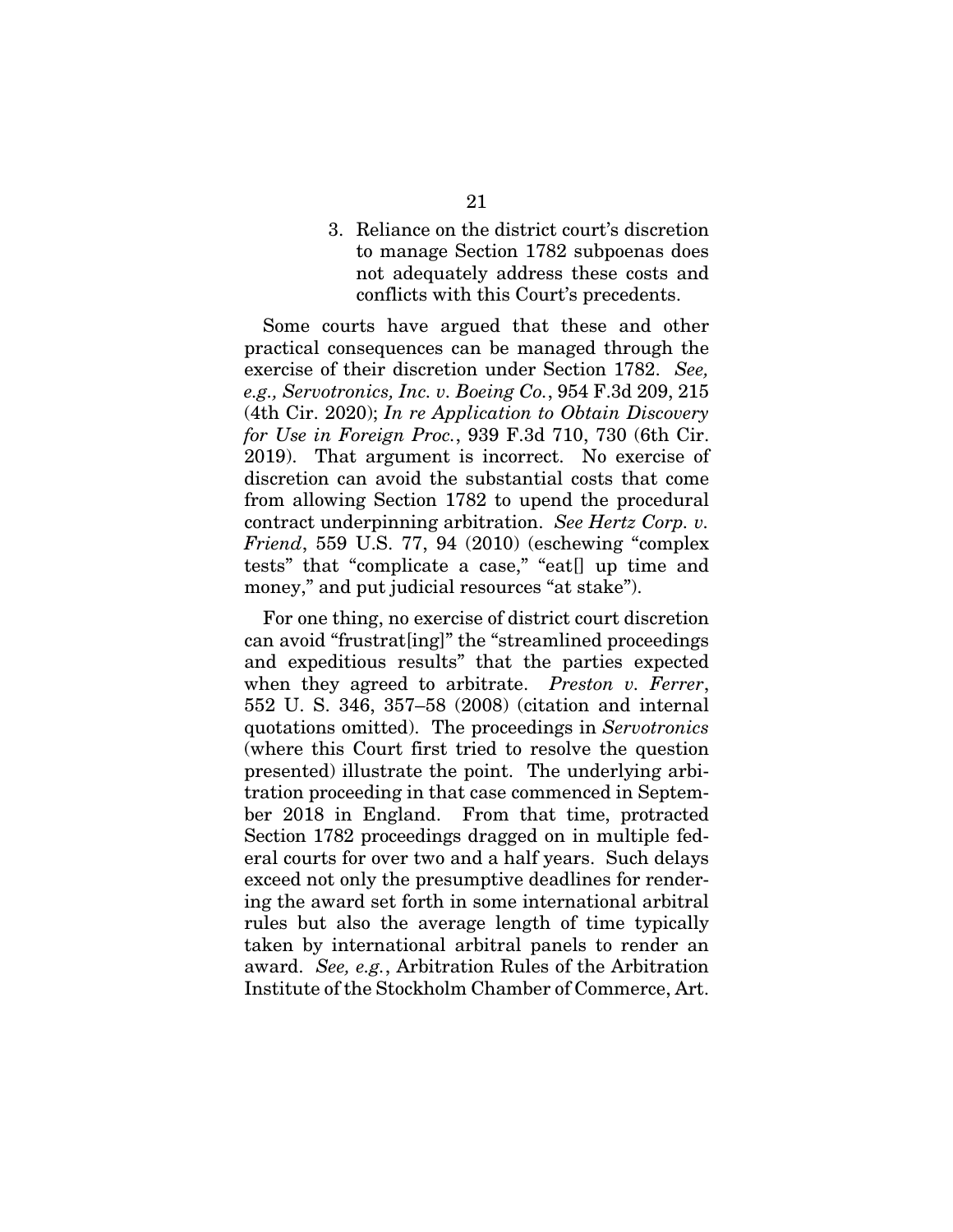### 3. Reliance on the district court's discretion to manage Section 1782 subpoenas does not adequately address these costs and conflicts with this Court's precedents.

Some courts have argued that these and other practical consequences can be managed through the exercise of their discretion under Section 1782. *See, e.g., Servotronics, Inc. v. Boeing Co.*, 954 F.3d 209, 215 (4th Cir. 2020); *In re Application to Obtain Discovery for Use in Foreign Proc.*, 939 F.3d 710, 730 (6th Cir. 2019). That argument is incorrect. No exercise of discretion can avoid the substantial costs that come from allowing Section 1782 to upend the procedural contract underpinning arbitration. *See Hertz Corp. v. Friend*, 559 U.S. 77, 94 (2010) (eschewing "complex tests" that "complicate a case," "eat[] up time and money," and put judicial resources "at stake").

For one thing, no exercise of district court discretion can avoid "frustrat[ing]" the "streamlined proceedings and expeditious results" that the parties expected when they agreed to arbitrate. *Preston v. Ferrer*, 552 U. S. 346, 357–58 (2008) (citation and internal quotations omitted). The proceedings in *Servotronics* (where this Court first tried to resolve the question presented) illustrate the point. The underlying arbitration proceeding in that case commenced in September 2018 in England. From that time, protracted Section 1782 proceedings dragged on in multiple federal courts for over two and a half years. Such delays exceed not only the presumptive deadlines for rendering the award set forth in some international arbitral rules but also the average length of time typically taken by international arbitral panels to render an award. *See, e.g.*, Arbitration Rules of the Arbitration Institute of the Stockholm Chamber of Commerce, Art.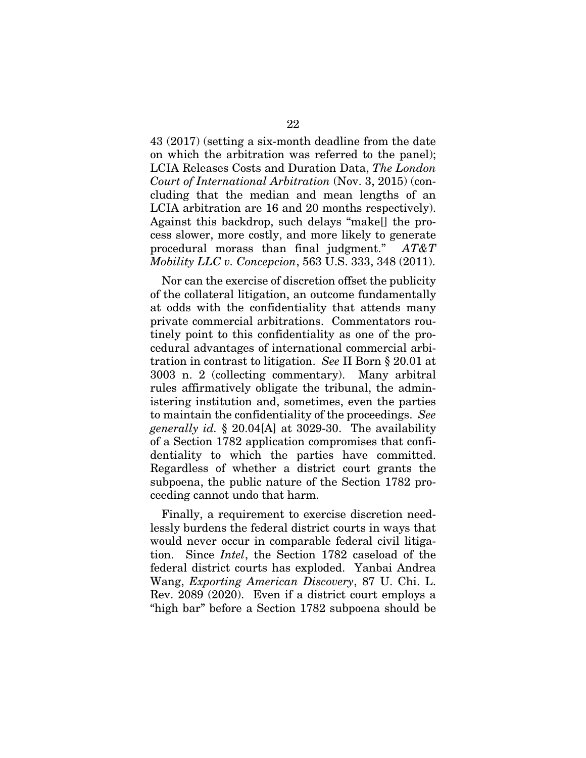43 (2017) (setting a six-month deadline from the date on which the arbitration was referred to the panel); LCIA Releases Costs and Duration Data, *The London Court of International Arbitration* (Nov. 3, 2015) (concluding that the median and mean lengths of an LCIA arbitration are 16 and 20 months respectively). Against this backdrop, such delays "make[] the process slower, more costly, and more likely to generate procedural morass than final judgment." *AT&T Mobility LLC v. Concepcion*, 563 U.S. 333, 348 (2011).

Nor can the exercise of discretion offset the publicity of the collateral litigation, an outcome fundamentally at odds with the confidentiality that attends many private commercial arbitrations. Commentators routinely point to this confidentiality as one of the procedural advantages of international commercial arbitration in contrast to litigation. *See* II Born § 20.01 at 3003 n. 2 (collecting commentary). Many arbitral rules affirmatively obligate the tribunal, the administering institution and, sometimes, even the parties to maintain the confidentiality of the proceedings. *See generally id.* § 20.04[A] at 3029-30. The availability of a Section 1782 application compromises that confidentiality to which the parties have committed. Regardless of whether a district court grants the subpoena, the public nature of the Section 1782 proceeding cannot undo that harm.

Finally, a requirement to exercise discretion needlessly burdens the federal district courts in ways that would never occur in comparable federal civil litigation. Since *Intel*, the Section 1782 caseload of the federal district courts has exploded. Yanbai Andrea Wang, *Exporting American Discovery*, 87 U. Chi. L. Rev. 2089 (2020). Even if a district court employs a "high bar" before a Section 1782 subpoena should be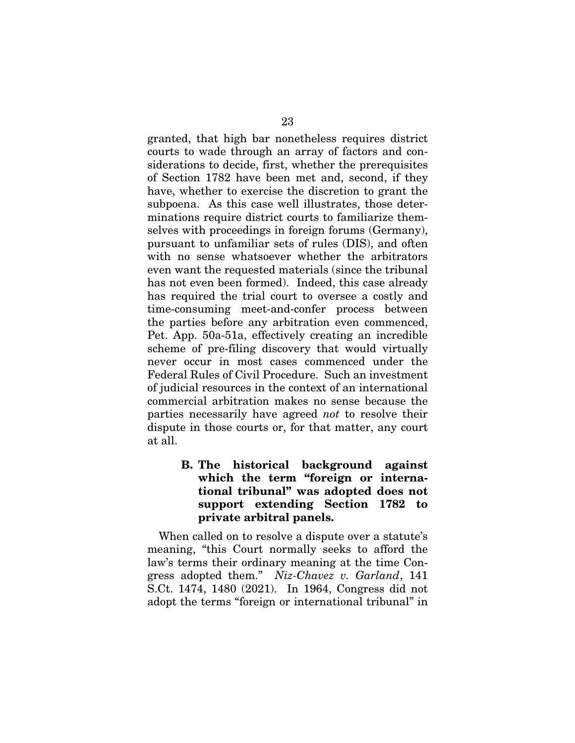granted, that high bar nonetheless requires district courts to wade through an array of factors and considerations to decide, first, whether the prerequisites of Section 1782 have been met and, second, if they have, whether to exercise the discretion to grant the subpoena. As this case well illustrates, those determinations require district courts to familiarize themselves with proceedings in foreign forums (Germany), pursuant to unfamiliar sets of rules (DIS), and often with no sense whatsoever whether the arbitrators even want the requested materials (since the tribunal has not even been formed). Indeed, this case already has required the trial court to oversee a costly and time-consuming meet-and-confer process between the parties before any arbitration even commenced, Pet. App. 50a-51a, effectively creating an incredible scheme of pre-filing discovery that would virtually never occur in most cases commenced under the Federal Rules of Civil Procedure. Such an investment of judicial resources in the context of an international commercial arbitration makes no sense because the parties necessarily have agreed *not* to resolve their dispute in those courts or, for that matter, any court at all.

### B. The historical background against which the term "foreign or international tribunal" was adopted does not support extending Section 1782 to private arbitral panels.

When called on to resolve a dispute over a statute's meaning, "this Court normally seeks to afford the law's terms their ordinary meaning at the time Congress adopted them." *Niz-Chavez v. Garland*, 141 S.Ct. 1474, 1480 (2021). In 1964, Congress did not adopt the terms "foreign or international tribunal" in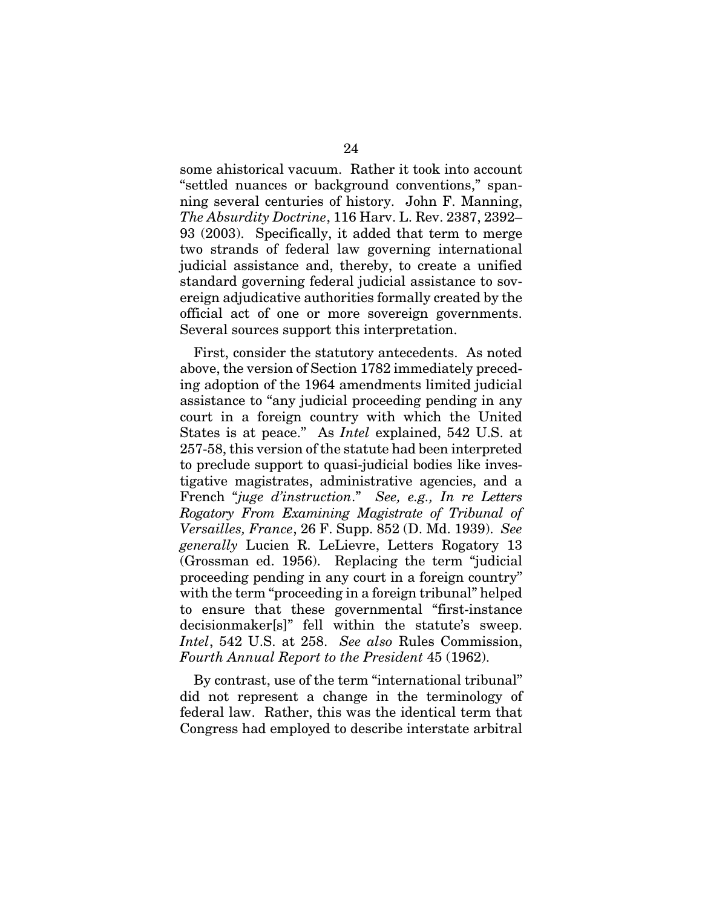some ahistorical vacuum. Rather it took into account "settled nuances or background conventions," spanning several centuries of history. John F. Manning, *The Absurdity Doctrine*, 116 Harv. L. Rev. 2387, 2392–93 (2003). Specifically, it added that term to merge two strands of federal law governing international judicial assistance and, thereby, to create a unified standard governing federal judicial assistance to sovereign adjudicative authorities formally created by the official act of one or more sovereign governments. Several sources support this interpretation.

First, consider the statutory antecedents. As noted above, the version of Section 1782 immediately preceding adoption of the 1964 amendments limited judicial assistance to "any judicial proceeding pending in any court in a foreign country with which the United States is at peace." As *Intel* explained, 542 U.S. at 257-58, this version of the statute had been interpreted to preclude support to quasi-judicial bodies like investigative magistrates, administrative agencies, and a French "*juge d'instruction*." *See, e.g., In re Letters Rogatory From Examining Magistrate of Tribunal of Versailles, France*, 26 F. Supp. 852 (D. Md. 1939). *See generally* Lucien R. LeLievre, Letters Rogatory 13 (Grossman ed. 1956). Replacing the term "judicial proceeding pending in any court in a foreign country" with the term "proceeding in a foreign tribunal" helped to ensure that these governmental "first-instance decisionmaker[s]" fell within the statute's sweep. *Intel*, 542 U.S. at 258. *See also* Rules Commission, *Fourth Annual Report to the President* 45 (1962).

By contrast, use of the term "international tribunal" did not represent a change in the terminology of federal law. Rather, this was the identical term that Congress had employed to describe interstate arbitral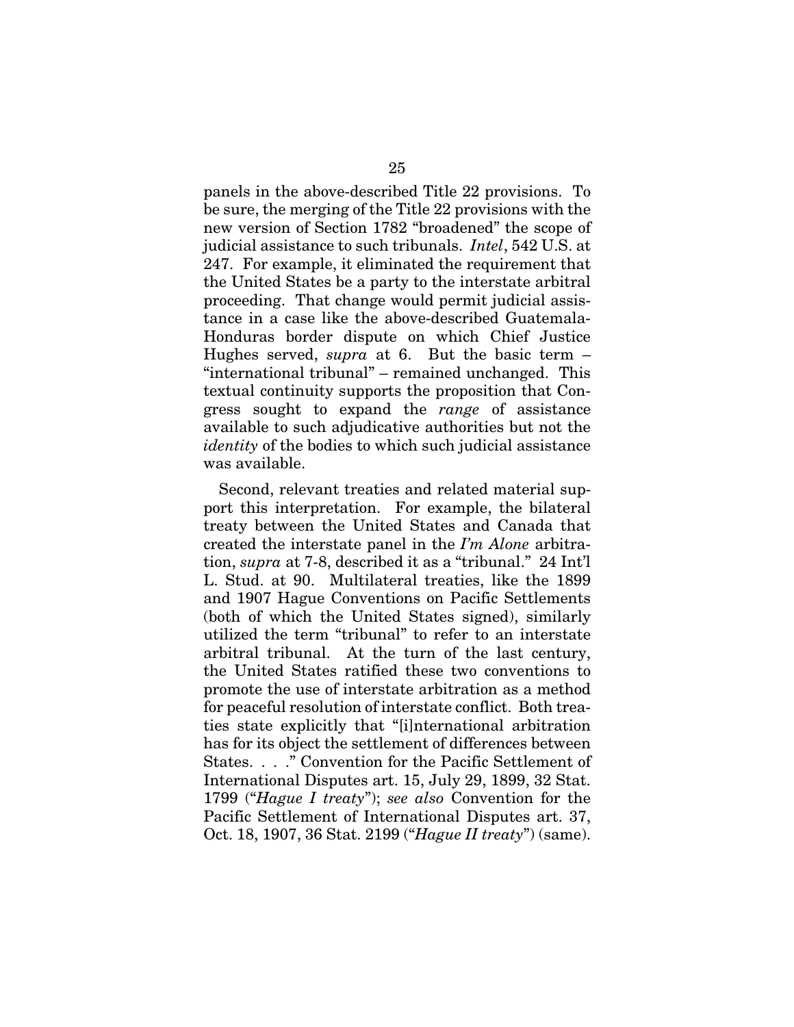panels in the above-described Title 22 provisions. To be sure, the merging of the Title 22 provisions with the new version of Section 1782 "broadened" the scope of judicial assistance to such tribunals. *Intel*, 542 U.S. at 247. For example, it eliminated the requirement that the United States be a party to the interstate arbitral proceeding. That change would permit judicial assistance in a case like the above-described Guatemala-Honduras border dispute on which Chief Justice Hughes served, *supra* at 6. But the basic term – "international tribunal" – remained unchanged. This textual continuity supports the proposition that Congress sought to expand the *range* of assistance available to such adjudicative authorities but not the *identity* of the bodies to which such judicial assistance was available.

Second, relevant treaties and related material support this interpretation. For example, the bilateral treaty between the United States and Canada that created the interstate panel in the *I'm Alone* arbitration, *supra* at 7-8, described it as a "tribunal." 24 Int'l L. Stud. at 90. Multilateral treaties, like the 1899 and 1907 Hague Conventions on Pacific Settlements (both of which the United States signed), similarly utilized the term "tribunal" to refer to an interstate arbitral tribunal. At the turn of the last century, the United States ratified these two conventions to promote the use of interstate arbitration as a method for peaceful resolution of interstate conflict. Both treaties state explicitly that "[i]nternational arbitration has for its object the settlement of differences between States. . . ." Convention for the Pacific Settlement of International Disputes art. 15, July 29, 1899, 32 Stat. 1799 ("*Hague I treaty*"); *see also* Convention for the Pacific Settlement of International Disputes art. 37, Oct. 18, 1907, 36 Stat. 2199 ("*Hague II treaty*") (same).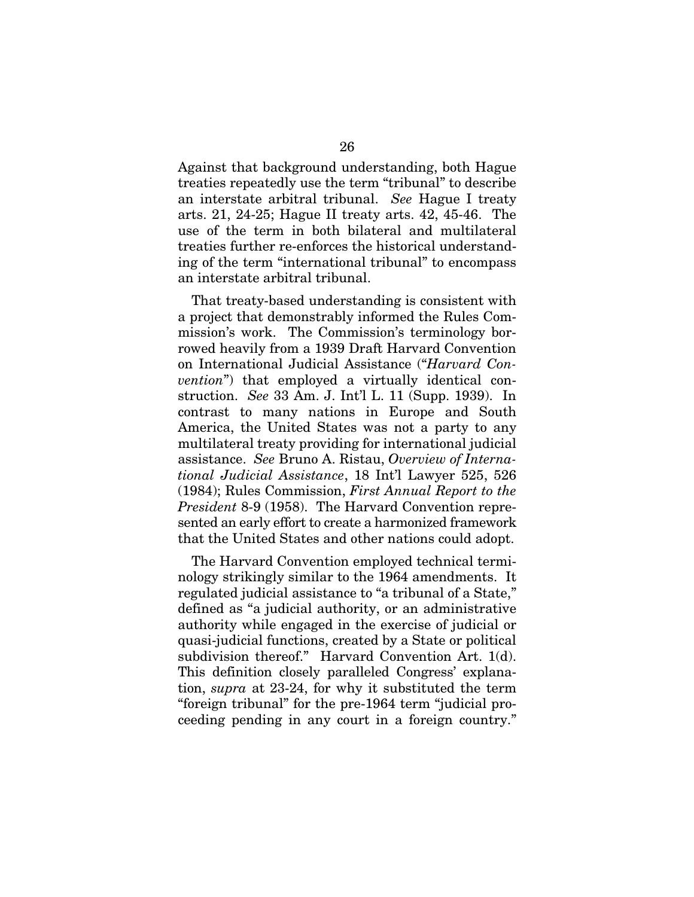Against that background understanding, both Hague treaties repeatedly use the term "tribunal" to describe an interstate arbitral tribunal. *See* Hague I treaty arts. 21, 24-25; Hague II treaty arts. 42, 45-46. The use of the term in both bilateral and multilateral treaties further re-enforces the historical understanding of the term "international tribunal" to encompass an interstate arbitral tribunal.

That treaty-based understanding is consistent with a project that demonstrably informed the Rules Commission's work. The Commission's terminology borrowed heavily from a 1939 Draft Harvard Convention on International Judicial Assistance ("*Harvard Convention*") that employed a virtually identical construction. *See* 33 Am. J. Int'l L. 11 (Supp. 1939). In contrast to many nations in Europe and South America, the United States was not a party to any multilateral treaty providing for international judicial assistance. *See* Bruno A. Ristau, *Overview of International Judicial Assistance*, 18 Int'l Lawyer 525, 526 (1984); Rules Commission, *First Annual Report to the President* 8-9 (1958). The Harvard Convention represented an early effort to create a harmonized framework that the United States and other nations could adopt.

The Harvard Convention employed technical terminology strikingly similar to the 1964 amendments. It regulated judicial assistance to "a tribunal of a State," defined as "a judicial authority, or an administrative authority while engaged in the exercise of judicial or quasi-judicial functions, created by a State or political subdivision thereof." Harvard Convention Art. 1(d). This definition closely paralleled Congress' explanation, *supra* at 23-24, for why it substituted the term "foreign tribunal" for the pre-1964 term "judicial proceeding pending in any court in a foreign country."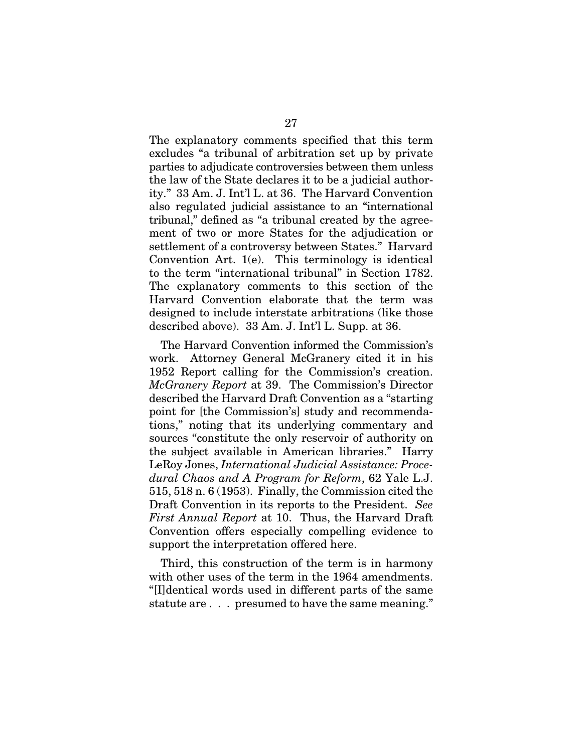The explanatory comments specified that this term excludes "a tribunal of arbitration set up by private parties to adjudicate controversies between them unless the law of the State declares it to be a judicial authority." 33 Am. J. Int'l L. at 36. The Harvard Convention also regulated judicial assistance to an "international tribunal," defined as "a tribunal created by the agreement of two or more States for the adjudication or settlement of a controversy between States." Harvard Convention Art. 1(e). This terminology is identical to the term "international tribunal" in Section 1782. The explanatory comments to this section of the Harvard Convention elaborate that the term was designed to include interstate arbitrations (like those described above). 33 Am. J. Int'l L. Supp. at 36.

The Harvard Convention informed the Commission's work. Attorney General McGranery cited it in his 1952 Report calling for the Commission's creation. *McGranery Report* at 39. The Commission's Director described the Harvard Draft Convention as a "starting point for [the Commission's] study and recommendations," noting that its underlying commentary and sources "constitute the only reservoir of authority on the subject available in American libraries." Harry LeRoy Jones, *International Judicial Assistance: Procedural Chaos and A Program for Reform*, 62 Yale L.J. 515, 518 n. 6 (1953). Finally, the Commission cited the Draft Convention in its reports to the President. *See First Annual Report* at 10. Thus, the Harvard Draft Convention offers especially compelling evidence to support the interpretation offered here.

Third, this construction of the term is in harmony with other uses of the term in the 1964 amendments. "[I]dentical words used in different parts of the same statute are . . . presumed to have the same meaning."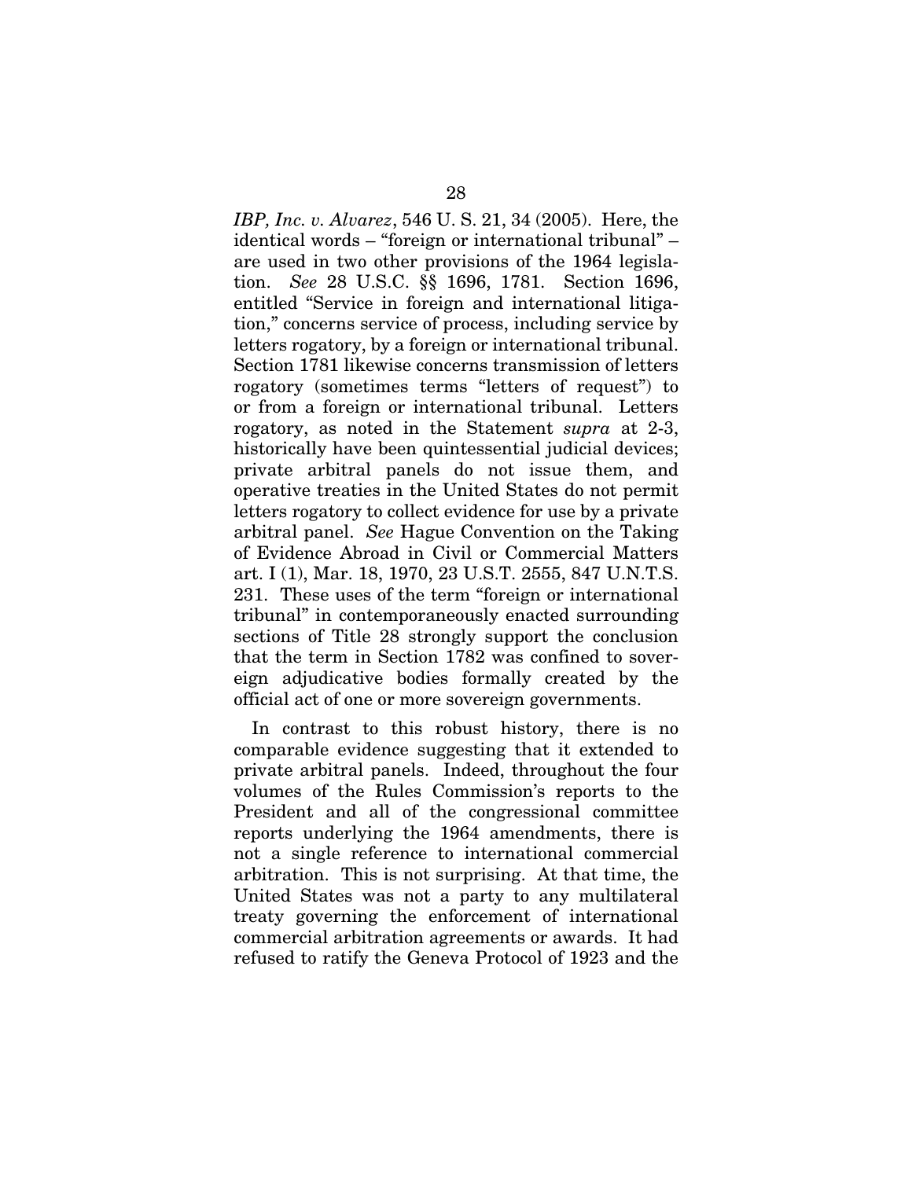*IBP, Inc. v. Alvarez*, 546 U. S. 21, 34 (2005). Here, the identical words – "foreign or international tribunal" – are used in two other provisions of the 1964 legislation. *See* 28 U.S.C. §§ 1696, 1781. Section 1696, entitled "Service in foreign and international litigation," concerns service of process, including service by letters rogatory, by a foreign or international tribunal. Section 1781 likewise concerns transmission of letters rogatory (sometimes terms "letters of request") to or from a foreign or international tribunal. Letters rogatory, as noted in the Statement *supra* at 2-3, historically have been quintessential judicial devices; private arbitral panels do not issue them, and operative treaties in the United States do not permit letters rogatory to collect evidence for use by a private arbitral panel. *See* Hague Convention on the Taking of Evidence Abroad in Civil or Commercial Matters art. I (1), Mar. 18, 1970, 23 U.S.T. 2555, 847 U.N.T.S. 231. These uses of the term "foreign or international tribunal" in contemporaneously enacted surrounding sections of Title 28 strongly support the conclusion that the term in Section 1782 was confined to sovereign adjudicative bodies formally created by the official act of one or more sovereign governments.

In contrast to this robust history, there is no comparable evidence suggesting that it extended to private arbitral panels. Indeed, throughout the four volumes of the Rules Commission's reports to the President and all of the congressional committee reports underlying the 1964 amendments, there is not a single reference to international commercial arbitration. This is not surprising. At that time, the United States was not a party to any multilateral treaty governing the enforcement of international commercial arbitration agreements or awards. It had refused to ratify the Geneva Protocol of 1923 and the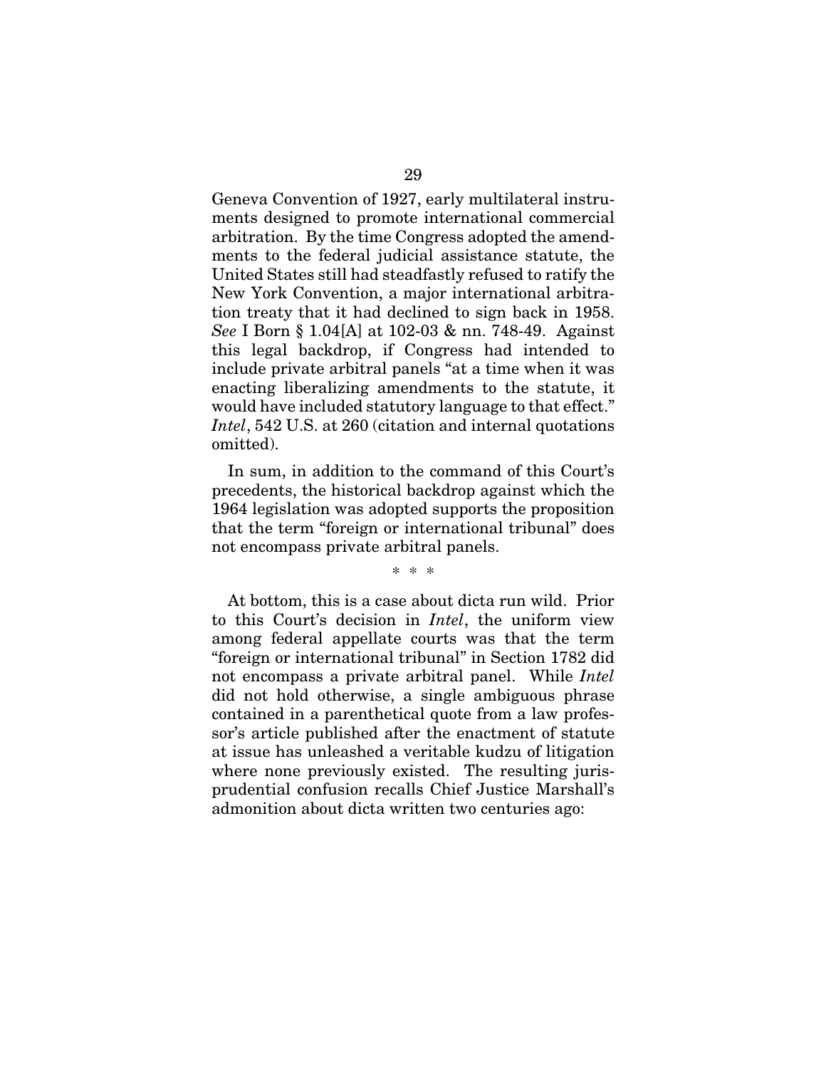Geneva Convention of 1927, early multilateral instruments designed to promote international commercial arbitration. By the time Congress adopted the amendments to the federal judicial assistance statute, the United States still had steadfastly refused to ratify the New York Convention, a major international arbitration treaty that it had declined to sign back in 1958. *See* I Born § 1.04[A] at 102-03 & nn. 748-49. Against this legal backdrop, if Congress had intended to include private arbitral panels "at a time when it was enacting liberalizing amendments to the statute, it would have included statutory language to that effect." *Intel*, 542 U.S. at 260 (citation and internal quotations omitted).

In sum, in addition to the command of this Court's precedents, the historical backdrop against which the 1964 legislation was adopted supports the proposition that the term "foreign or international tribunal" does not encompass private arbitral panels.

\* \* \*

At bottom, this is a case about dicta run wild. Prior to this Court's decision in *Intel*, the uniform view among federal appellate courts was that the term "foreign or international tribunal" in Section 1782 did not encompass a private arbitral panel. While *Intel* did not hold otherwise, a single ambiguous phrase contained in a parenthetical quote from a law professor's article published after the enactment of statute at issue has unleashed a veritable kudzu of litigation where none previously existed. The resulting jurisprudential confusion recalls Chief Justice Marshall's admonition about dicta written two centuries ago: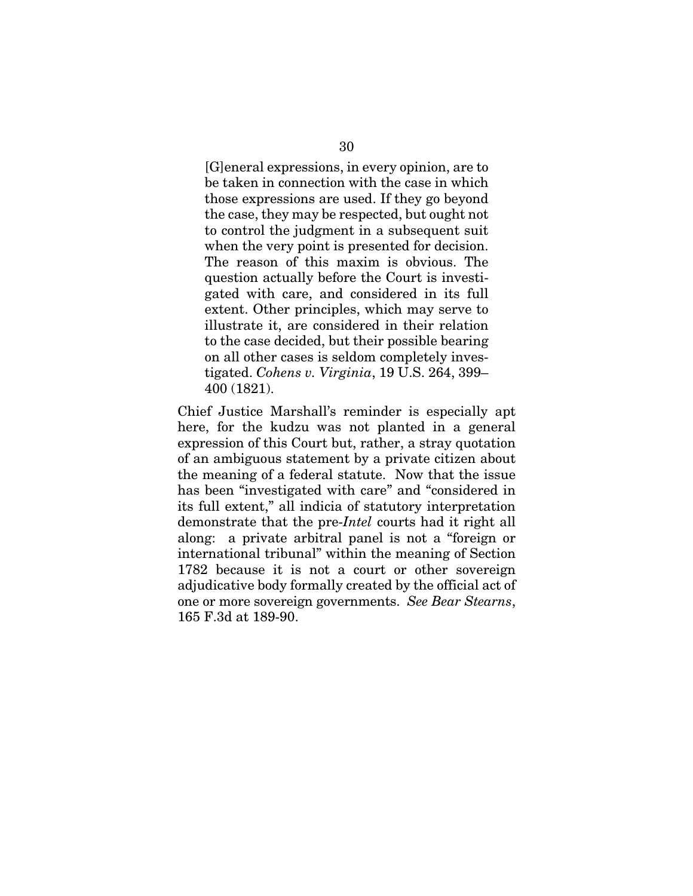> [G]eneral expressions, in every opinion, are to be taken in connection with the case in which those expressions are used. If they go beyond the case, they may be respected, but ought not to control the judgment in a subsequent suit when the very point is presented for decision. The reason of this maxim is obvious. The question actually before the Court is investigated with care, and considered in its full extent. Other principles, which may serve to illustrate it, are considered in their relation to the case decided, but their possible bearing on all other cases is seldom completely investigated. *Cohens v. Virginia*, 19 U.S. 264, 399–400 (1821).

Chief Justice Marshall's reminder is especially apt here, for the kudzu was not planted in a general expression of this Court but, rather, a stray quotation of an ambiguous statement by a private citizen about the meaning of a federal statute. Now that the issue has been "investigated with care" and "considered in its full extent," all indicia of statutory interpretation demonstrate that the pre-*Intel* courts had it right all along: a private arbitral panel is not a "foreign or international tribunal" within the meaning of Section 1782 because it is not a court or other sovereign adjudicative body formally created by the official act of one or more sovereign governments. *See Bear Stearns*, 165 F.3d at 189-90.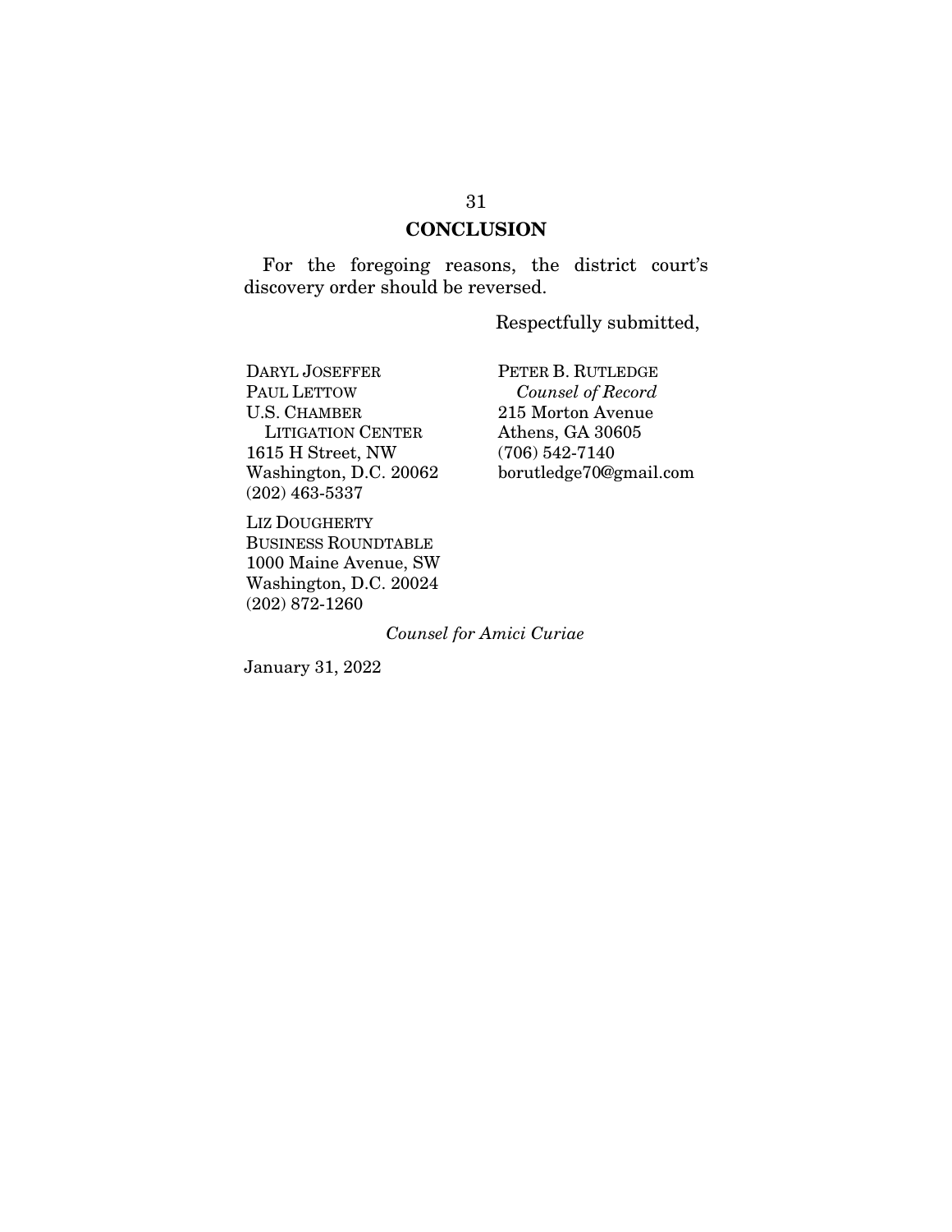## CONCLUSION

For the foregoing reasons, the district court's discovery order should be reversed.

Respectfully submitted,

DARYL JOSEFFER
PAUL LETTOW
U.S. CHAMBER
LITIGATION CENTER
1615 H Street, NW
Washington, D.C. 20062
(202) 463-5337

LIZ DOUGHERTY
BUSINESS ROUNDTABLE
1000 Maine Avenue, SW
Washington, D.C. 20024
(202) 872-1260

PETER B. RUTLEDGE
*Counsel of Record*
215 Morton Avenue
Athens, GA 30605
(706) 542-7140
borutledge70@gmail.com

*Counsel for Amici Curiae*

January 31, 2022